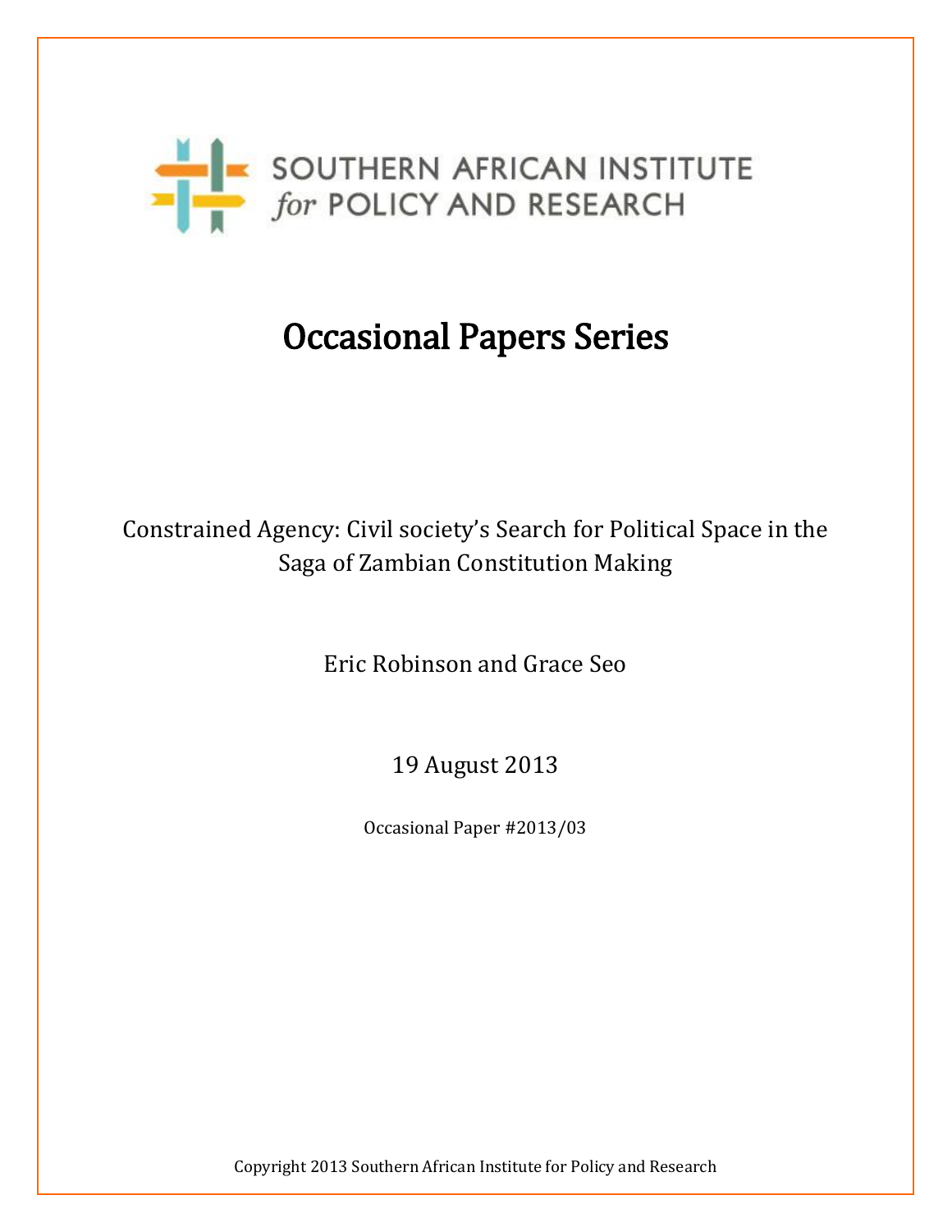SOUTHERN AFRICAN INSTITUTE
*for* POLICY AND RESEARCH

# Occasional Papers Series

Constrained Agency: Civil society's Search for Political Space in the Saga of Zambian Constitution Making

Eric Robinson and Grace Seo

19 August 2013

Occasional Paper #2013/03

Copyright 2013 Southern African Institute for Policy and Research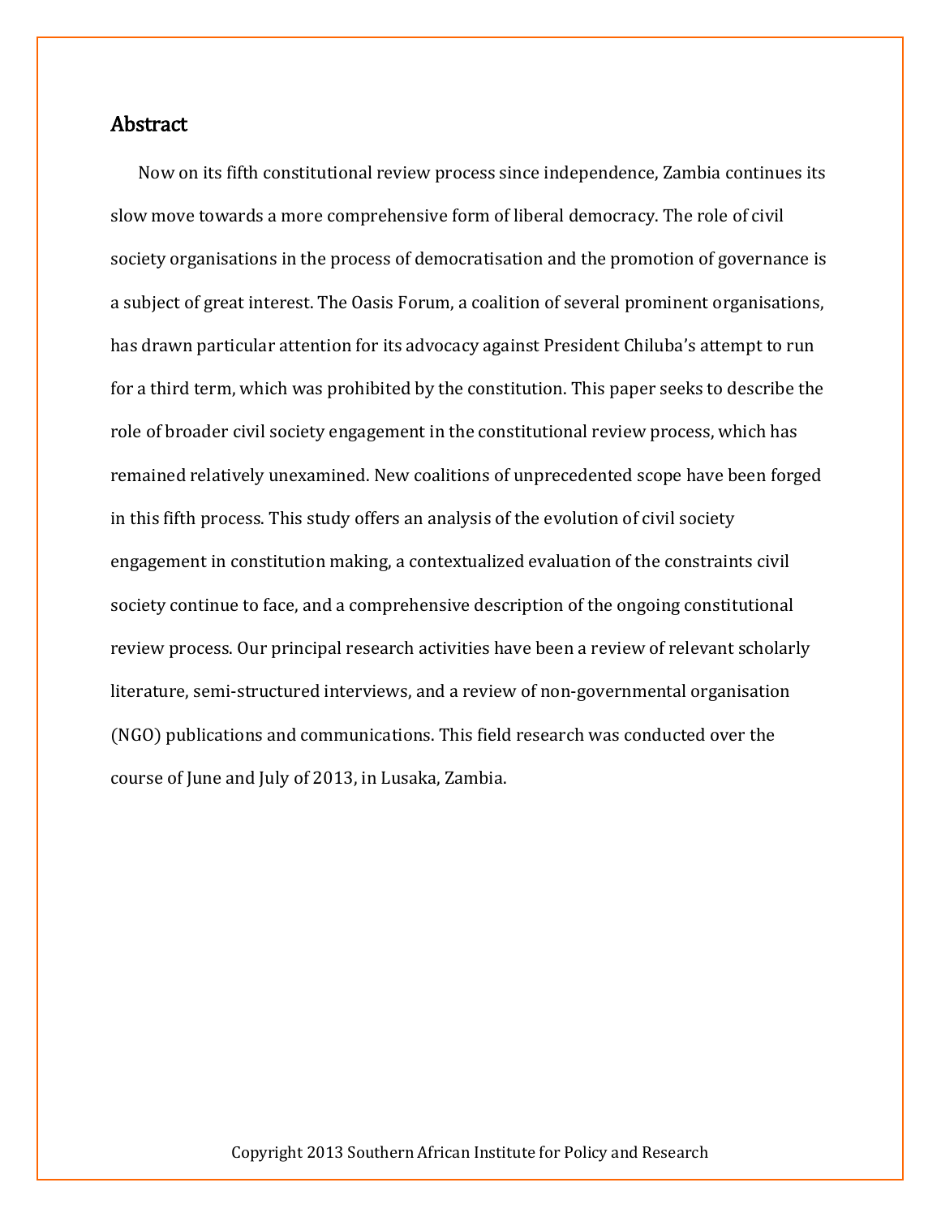## Abstract

Now on its fifth constitutional review process since independence, Zambia continues its slow move towards a more comprehensive form of liberal democracy. The role of civil society organisations in the process of democratisation and the promotion of governance is a subject of great interest. The Oasis Forum, a coalition of several prominent organisations, has drawn particular attention for its advocacy against President Chiluba's attempt to run for a third term, which was prohibited by the constitution. This paper seeks to describe the role of broader civil society engagement in the constitutional review process, which has remained relatively unexamined. New coalitions of unprecedented scope have been forged in this fifth process. This study offers an analysis of the evolution of civil society engagement in constitution making, a contextualized evaluation of the constraints civil society continue to face, and a comprehensive description of the ongoing constitutional review process. Our principal research activities have been a review of relevant scholarly literature, semi-structured interviews, and a review of non-governmental organisation (NGO) publications and communications. This field research was conducted over the course of June and July of 2013, in Lusaka, Zambia.

Copyright 2013 Southern African Institute for Policy and Research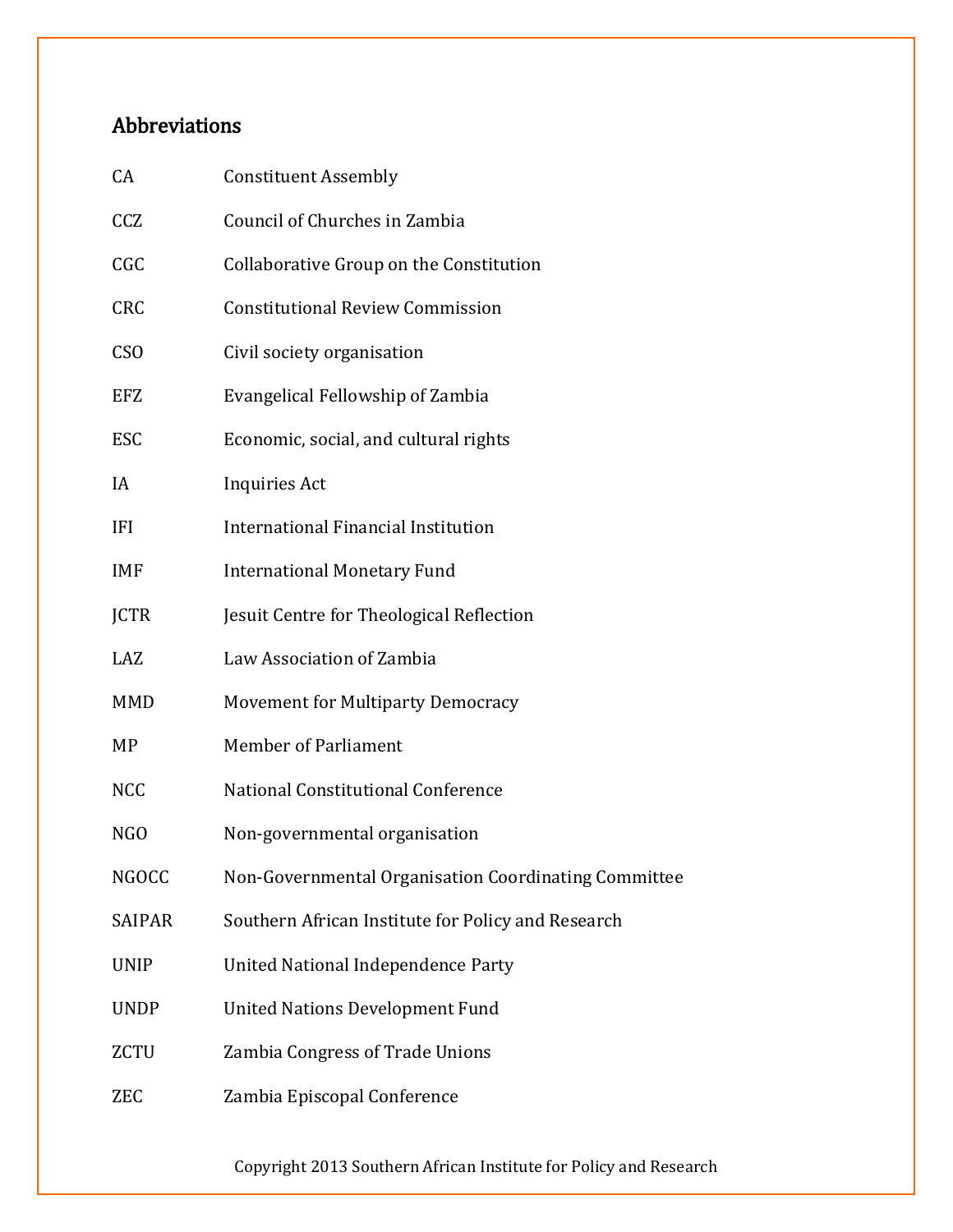## Abbreviations

| | |
|---|---|
| CA | Constituent Assembly |
| CCZ | Council of Churches in Zambia |
| CGC | Collaborative Group on the Constitution |
| CRC | Constitutional Review Commission |
| CSO | Civil society organisation |
| EFZ | Evangelical Fellowship of Zambia |
| ESC | Economic, social, and cultural rights |
| IA | Inquiries Act |
| IFI | International Financial Institution |
| IMF | International Monetary Fund |
| JCTR | Jesuit Centre for Theological Reflection |
| LAZ | Law Association of Zambia |
| MMD | Movement for Multiparty Democracy |
| MP | Member of Parliament |
| NCC | National Constitutional Conference |
| NGO | Non-governmental organisation |
| NGOCC | Non-Governmental Organisation Coordinating Committee |
| SAIPAR | Southern African Institute for Policy and Research |
| UNIP | United National Independence Party |
| UNDP | United Nations Development Fund |
| ZCTU | Zambia Congress of Trade Unions |
| ZEC | Zambia Episcopal Conference |

Copyright 2013 Southern African Institute for Policy and Research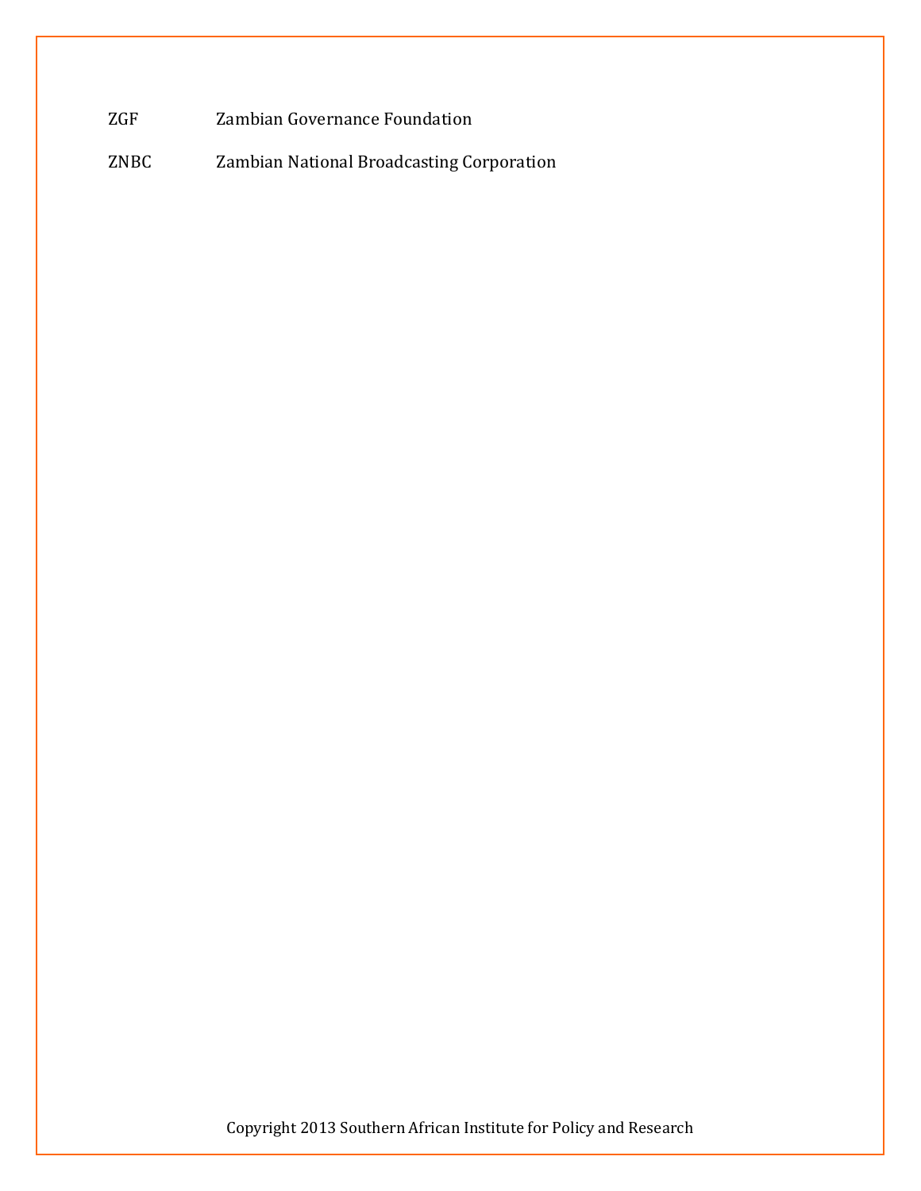| | |
|---|---|
| ZGF | Zambian Governance Foundation |
| ZNBC | Zambian National Broadcasting Corporation |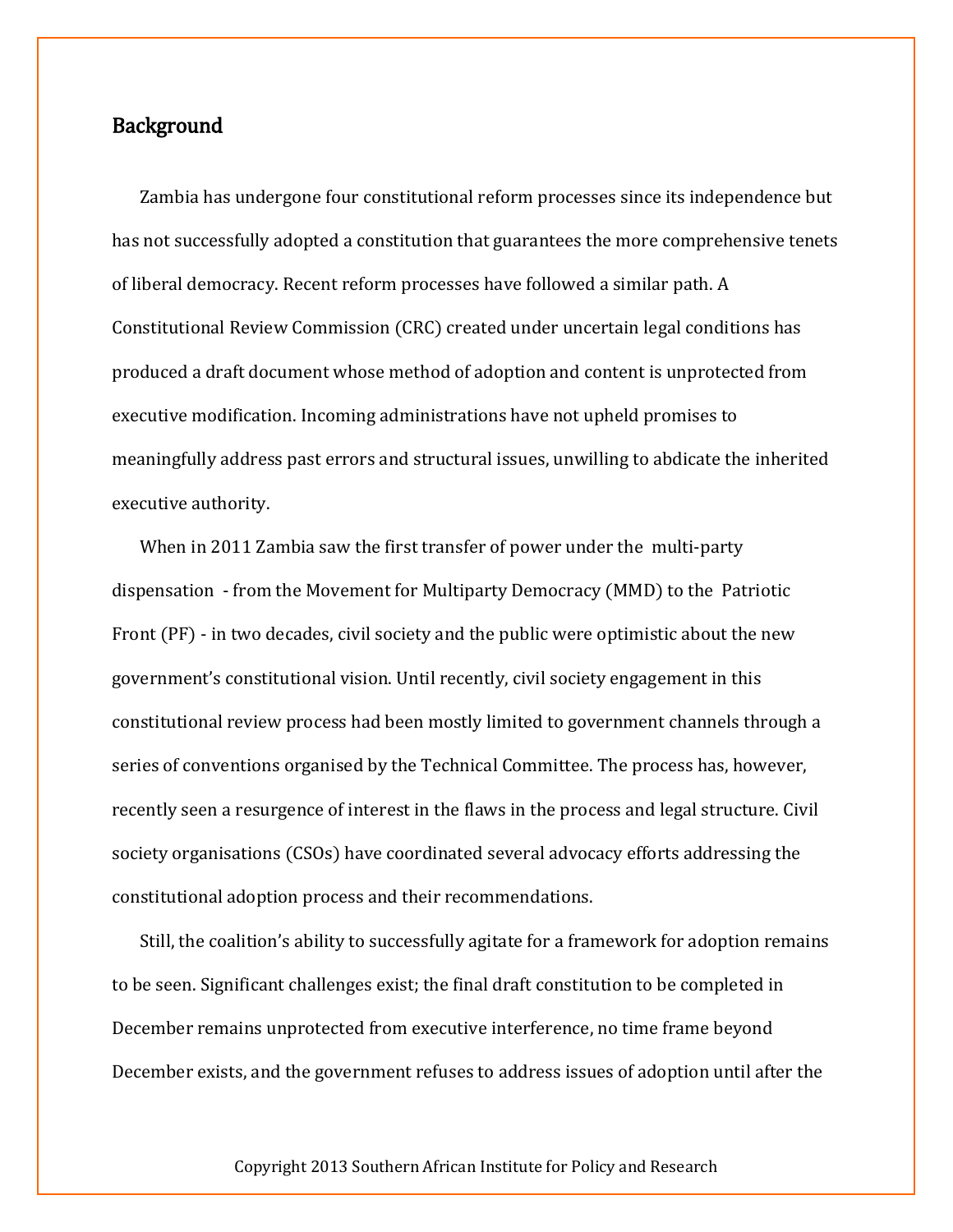## Background

Zambia has undergone four constitutional reform processes since its independence but has not successfully adopted a constitution that guarantees the more comprehensive tenets of liberal democracy. Recent reform processes have followed a similar path. A Constitutional Review Commission (CRC) created under uncertain legal conditions has produced a draft document whose method of adoption and content is unprotected from executive modification. Incoming administrations have not upheld promises to meaningfully address past errors and structural issues, unwilling to abdicate the inherited executive authority.

When in 2011 Zambia saw the first transfer of power under the multi-party dispensation - from the Movement for Multiparty Democracy (MMD) to the Patriotic Front (PF) - in two decades, civil society and the public were optimistic about the new government's constitutional vision. Until recently, civil society engagement in this constitutional review process had been mostly limited to government channels through a series of conventions organised by the Technical Committee. The process has, however, recently seen a resurgence of interest in the flaws in the process and legal structure. Civil society organisations (CSOs) have coordinated several advocacy efforts addressing the constitutional adoption process and their recommendations.

Still, the coalition's ability to successfully agitate for a framework for adoption remains to be seen. Significant challenges exist; the final draft constitution to be completed in December remains unprotected from executive interference, no time frame beyond December exists, and the government refuses to address issues of adoption until after the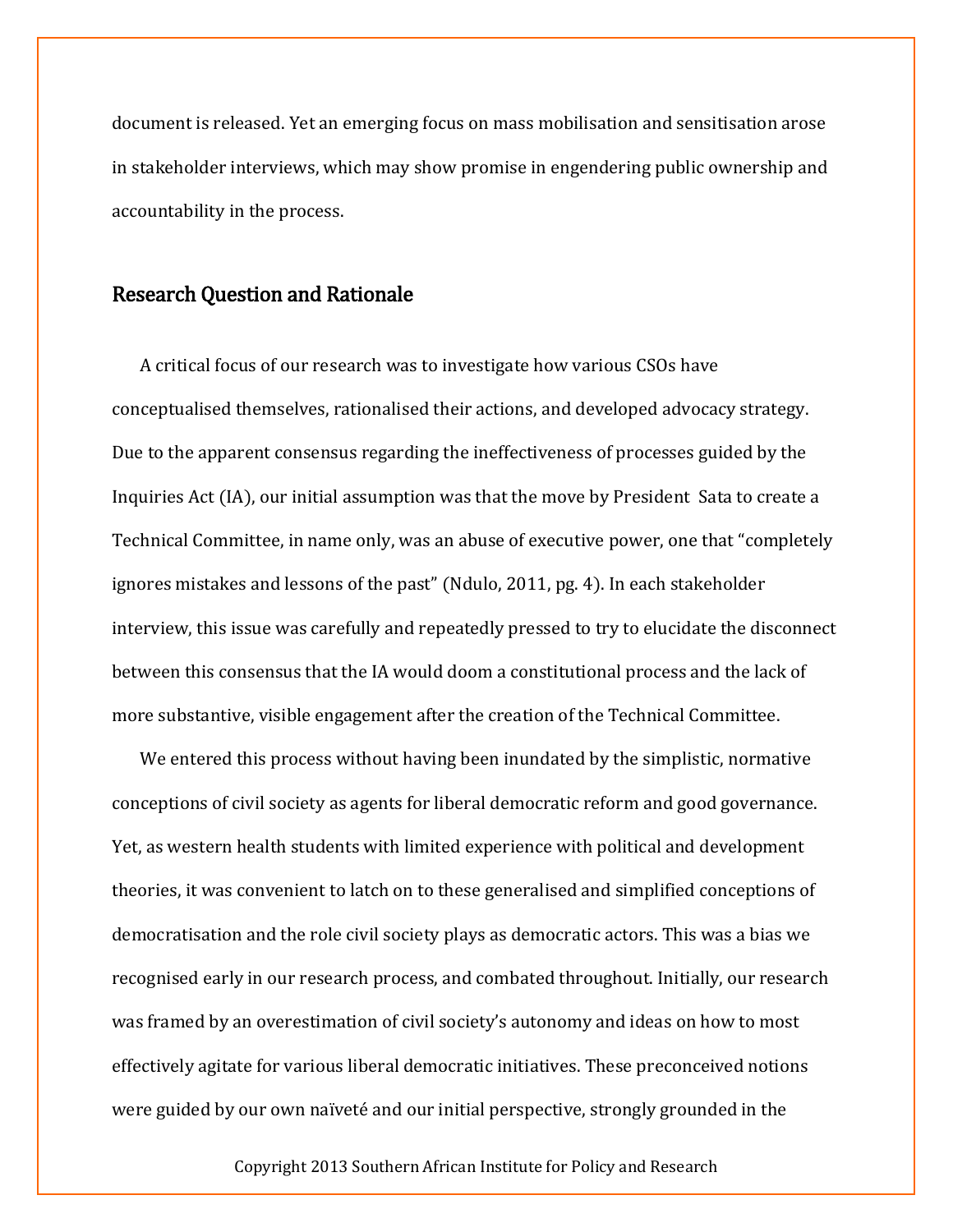document is released. Yet an emerging focus on mass mobilisation and sensitisation arose in stakeholder interviews, which may show promise in engendering public ownership and accountability in the process.

## Research Question and Rationale

A critical focus of our research was to investigate how various CSOs have conceptualised themselves, rationalised their actions, and developed advocacy strategy. Due to the apparent consensus regarding the ineffectiveness of processes guided by the Inquiries Act (IA), our initial assumption was that the move by President Sata to create a Technical Committee, in name only, was an abuse of executive power, one that "completely ignores mistakes and lessons of the past" (Ndulo, 2011, pg. 4). In each stakeholder interview, this issue was carefully and repeatedly pressed to try to elucidate the disconnect between this consensus that the IA would doom a constitutional process and the lack of more substantive, visible engagement after the creation of the Technical Committee.

We entered this process without having been inundated by the simplistic, normative conceptions of civil society as agents for liberal democratic reform and good governance. Yet, as western health students with limited experience with political and development theories, it was convenient to latch on to these generalised and simplified conceptions of democratisation and the role civil society plays as democratic actors. This was a bias we recognised early in our research process, and combated throughout. Initially, our research was framed by an overestimation of civil society's autonomy and ideas on how to most effectively agitate for various liberal democratic initiatives. These preconceived notions were guided by our own naïveté and our initial perspective, strongly grounded in the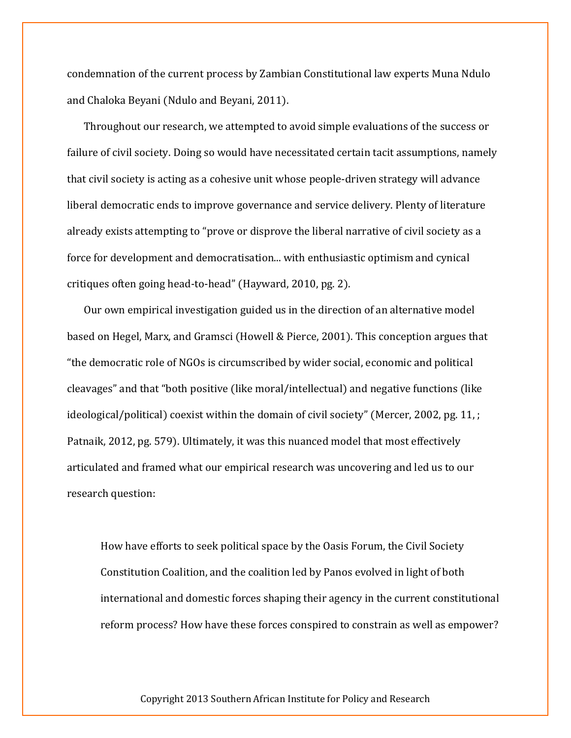condemnation of the current process by Zambian Constitutional law experts Muna Ndulo and Chaloka Beyani (Ndulo and Beyani, 2011).

Throughout our research, we attempted to avoid simple evaluations of the success or failure of civil society. Doing so would have necessitated certain tacit assumptions, namely that civil society is acting as a cohesive unit whose people-driven strategy will advance liberal democratic ends to improve governance and service delivery. Plenty of literature already exists attempting to "prove or disprove the liberal narrative of civil society as a force for development and democratisation... with enthusiastic optimism and cynical critiques often going head-to-head" (Hayward, 2010, pg. 2).

Our own empirical investigation guided us in the direction of an alternative model based on Hegel, Marx, and Gramsci (Howell & Pierce, 2001). This conception argues that "the democratic role of NGOs is circumscribed by wider social, economic and political cleavages" and that "both positive (like moral/intellectual) and negative functions (like ideological/political) coexist within the domain of civil society" (Mercer, 2002, pg. 11, ; Patnaik, 2012, pg. 579). Ultimately, it was this nuanced model that most effectively articulated and framed what our empirical research was uncovering and led us to our research question:

> How have efforts to seek political space by the Oasis Forum, the Civil Society Constitution Coalition, and the coalition led by Panos evolved in light of both international and domestic forces shaping their agency in the current constitutional reform process? How have these forces conspired to constrain as well as empower?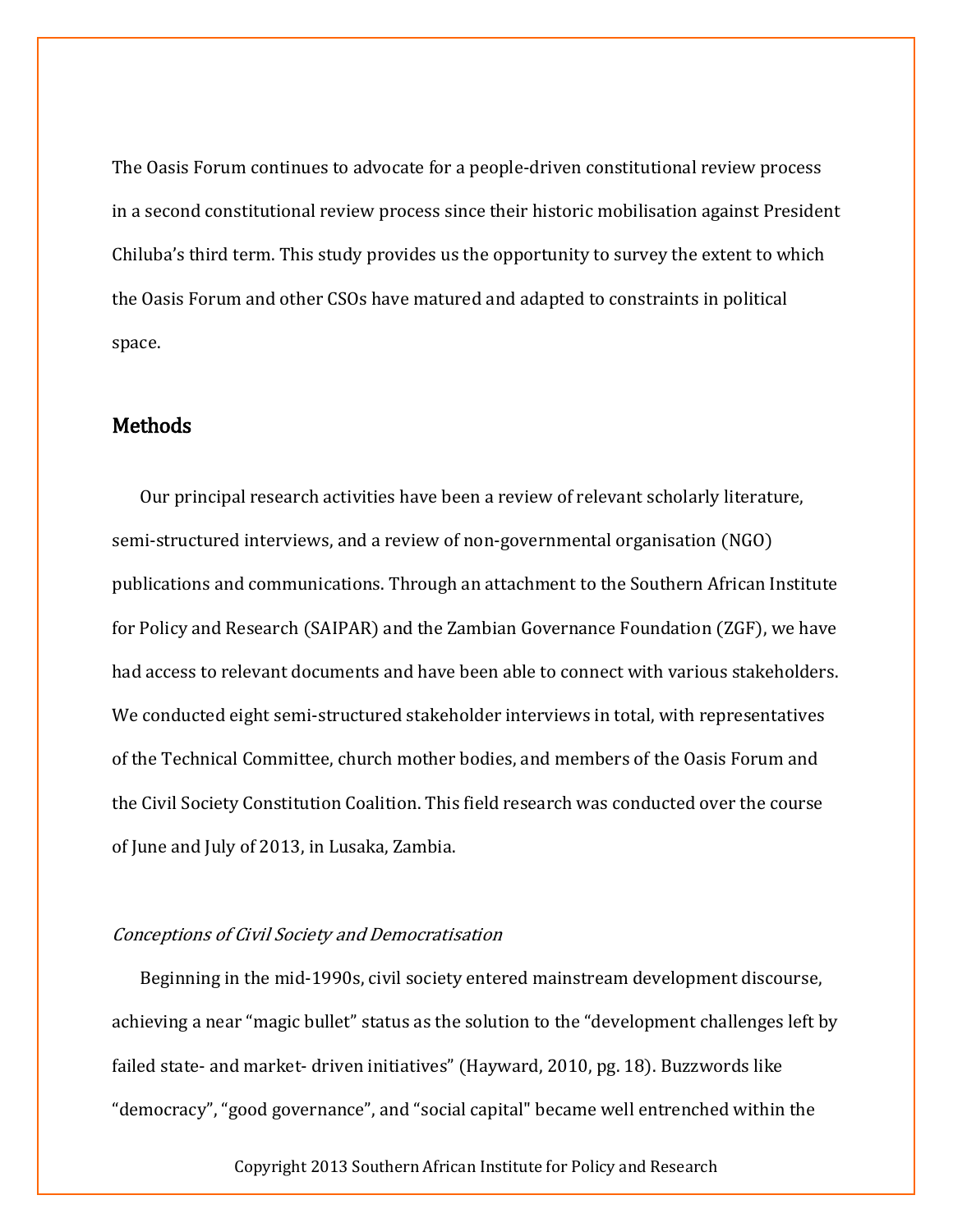The Oasis Forum continues to advocate for a people-driven constitutional review process in a second constitutional review process since their historic mobilisation against President Chiluba's third term. This study provides us the opportunity to survey the extent to which the Oasis Forum and other CSOs have matured and adapted to constraints in political space.

## Methods

Our principal research activities have been a review of relevant scholarly literature, semi-structured interviews, and a review of non-governmental organisation (NGO) publications and communications. Through an attachment to the Southern African Institute for Policy and Research (SAIPAR) and the Zambian Governance Foundation (ZGF), we have had access to relevant documents and have been able to connect with various stakeholders. We conducted eight semi-structured stakeholder interviews in total, with representatives of the Technical Committee, church mother bodies, and members of the Oasis Forum and the Civil Society Constitution Coalition. This field research was conducted over the course of June and July of 2013, in Lusaka, Zambia.

### *Conceptions of Civil Society and Democratisation*

Beginning in the mid-1990s, civil society entered mainstream development discourse, achieving a near "magic bullet" status as the solution to the "development challenges left by failed state- and market- driven initiatives" (Hayward, 2010, pg. 18). Buzzwords like "democracy", "good governance", and "social capital" became well entrenched within the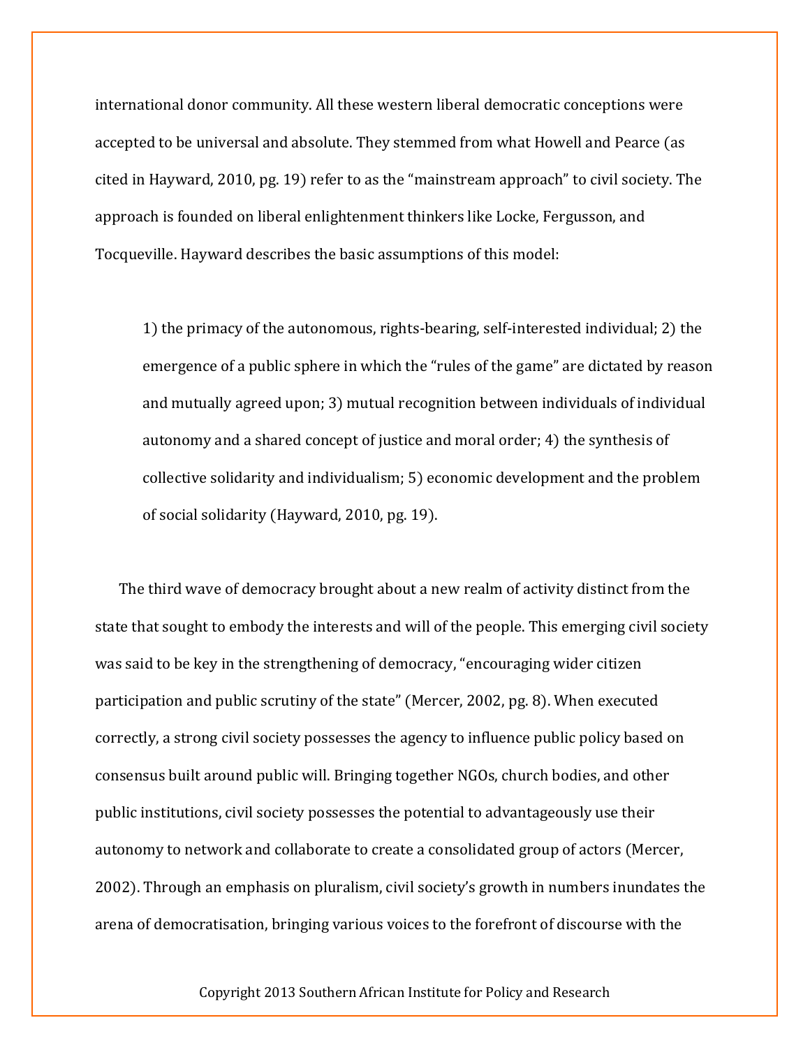international donor community. All these western liberal democratic conceptions were accepted to be universal and absolute. They stemmed from what Howell and Pearce (as cited in Hayward, 2010, pg. 19) refer to as the "mainstream approach" to civil society. The approach is founded on liberal enlightenment thinkers like Locke, Fergusson, and Tocqueville. Hayward describes the basic assumptions of this model:

> 1) the primacy of the autonomous, rights-bearing, self-interested individual; 2) the emergence of a public sphere in which the "rules of the game" are dictated by reason and mutually agreed upon; 3) mutual recognition between individuals of individual autonomy and a shared concept of justice and moral order; 4) the synthesis of collective solidarity and individualism; 5) economic development and the problem of social solidarity (Hayward, 2010, pg. 19).

The third wave of democracy brought about a new realm of activity distinct from the state that sought to embody the interests and will of the people. This emerging civil society was said to be key in the strengthening of democracy, "encouraging wider citizen participation and public scrutiny of the state" (Mercer, 2002, pg. 8). When executed correctly, a strong civil society possesses the agency to influence public policy based on consensus built around public will. Bringing together NGOs, church bodies, and other public institutions, civil society possesses the potential to advantageously use their autonomy to network and collaborate to create a consolidated group of actors (Mercer, 2002). Through an emphasis on pluralism, civil society's growth in numbers inundates the arena of democratisation, bringing various voices to the forefront of discourse with the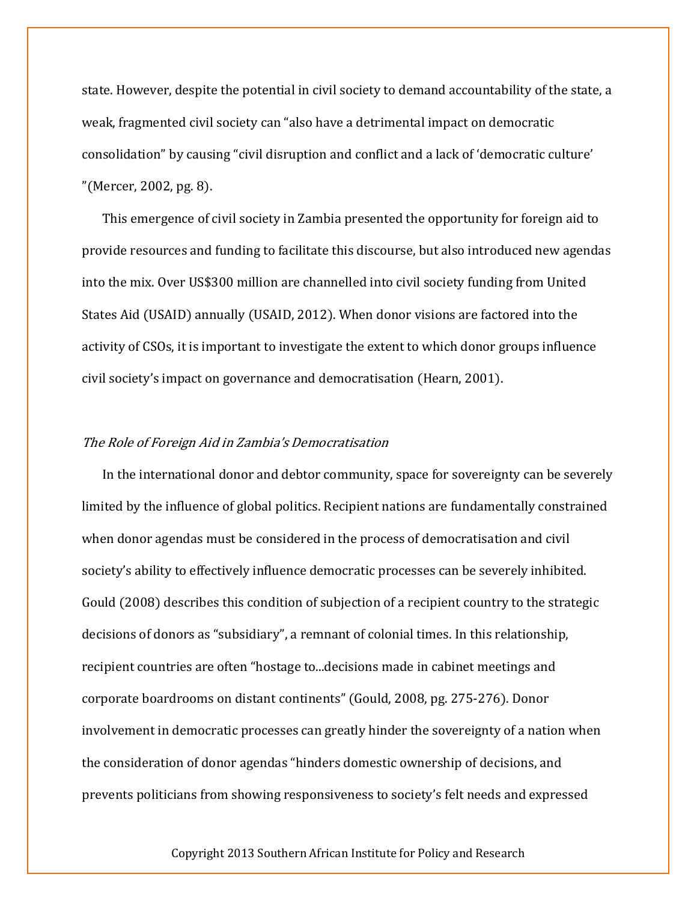state. However, despite the potential in civil society to demand accountability of the state, a weak, fragmented civil society can “also have a detrimental impact on democratic consolidation” by causing “civil disruption and conflict and a lack of ‘democratic culture’ ”(Mercer, 2002, pg. 8).

This emergence of civil society in Zambia presented the opportunity for foreign aid to provide resources and funding to facilitate this discourse, but also introduced new agendas into the mix. Over US$300 million are channelled into civil society funding from United States Aid (USAID) annually (USAID, 2012). When donor visions are factored into the activity of CSOs, it is important to investigate the extent to which donor groups influence civil society’s impact on governance and democratisation (Hearn, 2001).

### *The Role of Foreign Aid in Zambia’s Democratisation*

In the international donor and debtor community, space for sovereignty can be severely limited by the influence of global politics. Recipient nations are fundamentally constrained when donor agendas must be considered in the process of democratisation and civil society’s ability to effectively influence democratic processes can be severely inhibited. Gould (2008) describes this condition of subjection of a recipient country to the strategic decisions of donors as “subsidiary”, a remnant of colonial times. In this relationship, recipient countries are often “hostage to...decisions made in cabinet meetings and corporate boardrooms on distant continents” (Gould, 2008, pg. 275-276). Donor involvement in democratic processes can greatly hinder the sovereignty of a nation when the consideration of donor agendas “hinders domestic ownership of decisions, and prevents politicians from showing responsiveness to society’s felt needs and expressed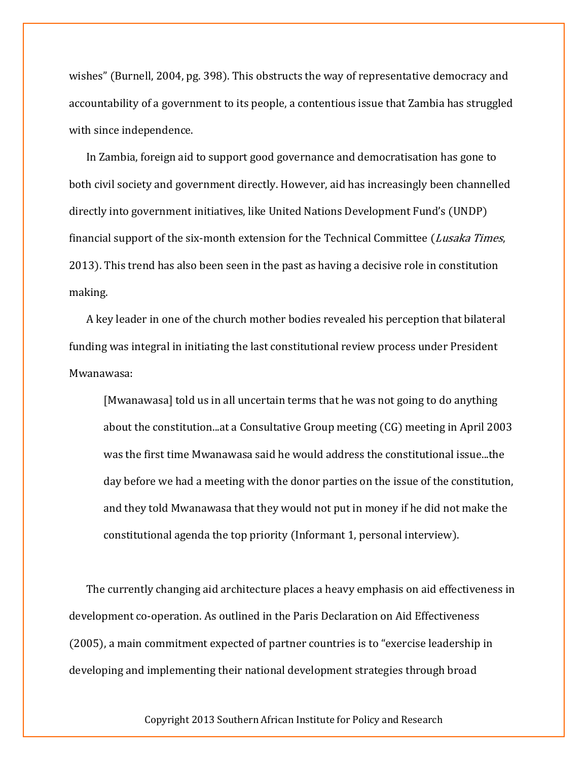wishes" (Burnell, 2004, pg. 398). This obstructs the way of representative democracy and accountability of a government to its people, a contentious issue that Zambia has struggled with since independence.

In Zambia, foreign aid to support good governance and democratisation has gone to both civil society and government directly. However, aid has increasingly been channelled directly into government initiatives, like United Nations Development Fund's (UNDP) financial support of the six-month extension for the Technical Committee (*Lusaka Times*, 2013). This trend has also been seen in the past as having a decisive role in constitution making.

A key leader in one of the church mother bodies revealed his perception that bilateral funding was integral in initiating the last constitutional review process under President Mwanawasa:

> [Mwanawasa] told us in all uncertain terms that he was not going to do anything about the constitution...at a Consultative Group meeting (CG) meeting in April 2003 was the first time Mwanawasa said he would address the constitutional issue...the day before we had a meeting with the donor parties on the issue of the constitution, and they told Mwanawasa that they would not put in money if he did not make the constitutional agenda the top priority (Informant 1, personal interview).

The currently changing aid architecture places a heavy emphasis on aid effectiveness in development co-operation. As outlined in the Paris Declaration on Aid Effectiveness (2005), a main commitment expected of partner countries is to "exercise leadership in developing and implementing their national development strategies through broad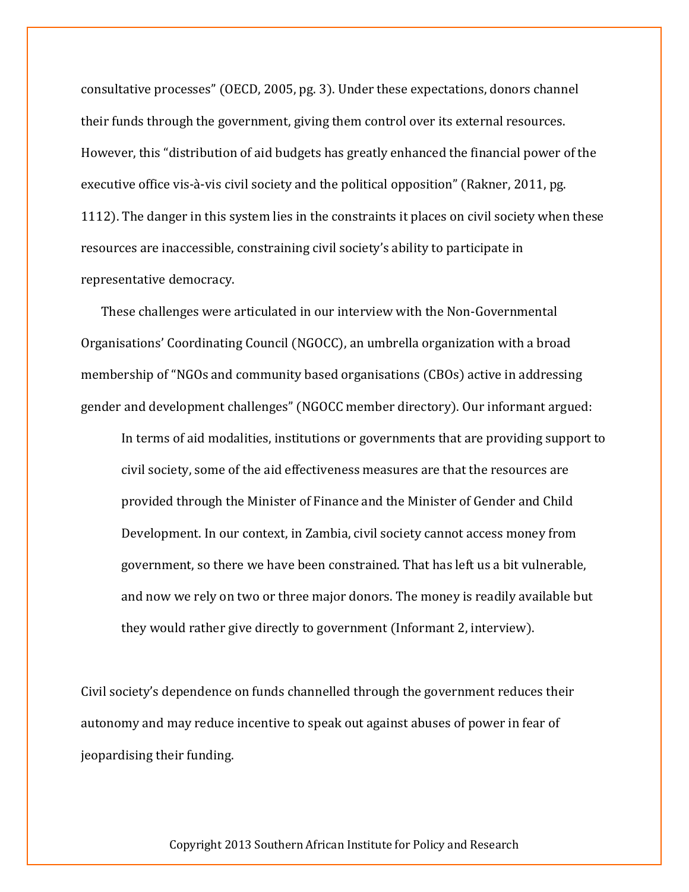consultative processes" (OECD, 2005, pg. 3). Under these expectations, donors channel their funds through the government, giving them control over its external resources. However, this "distribution of aid budgets has greatly enhanced the financial power of the executive office vis-à-vis civil society and the political opposition" (Rakner, 2011, pg. 1112). The danger in this system lies in the constraints it places on civil society when these resources are inaccessible, constraining civil society's ability to participate in representative democracy.

These challenges were articulated in our interview with the Non-Governmental Organisations' Coordinating Council (NGOCC), an umbrella organization with a broad membership of "NGOs and community based organisations (CBOs) active in addressing gender and development challenges" (NGOCC member directory). Our informant argued:

> In terms of aid modalities, institutions or governments that are providing support to civil society, some of the aid effectiveness measures are that the resources are provided through the Minister of Finance and the Minister of Gender and Child Development. In our context, in Zambia, civil society cannot access money from government, so there we have been constrained. That has left us a bit vulnerable, and now we rely on two or three major donors. The money is readily available but they would rather give directly to government (Informant 2, interview).

Civil society's dependence on funds channelled through the government reduces their autonomy and may reduce incentive to speak out against abuses of power in fear of jeopardising their funding.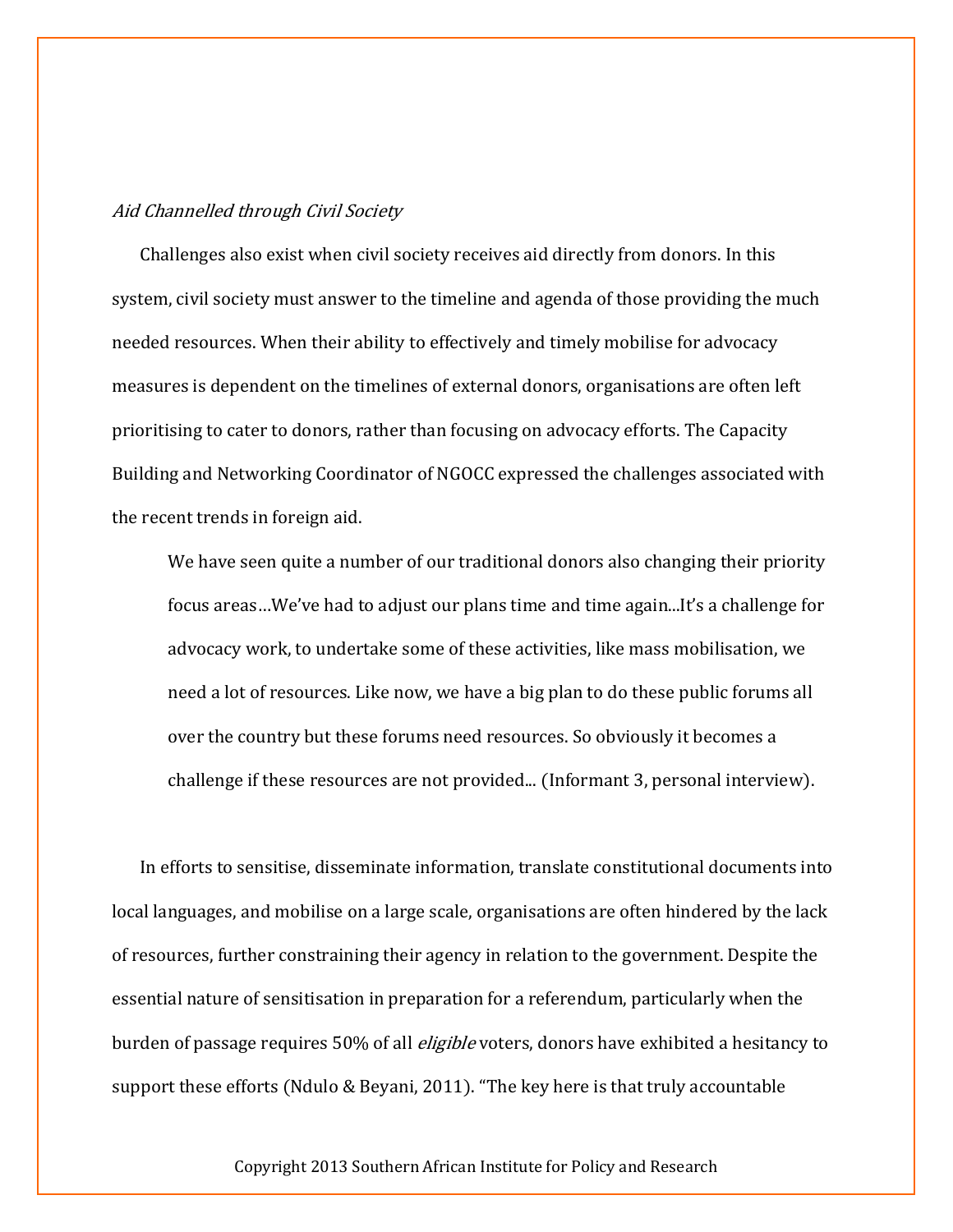*Aid Channelled through Civil Society*

Challenges also exist when civil society receives aid directly from donors. In this system, civil society must answer to the timeline and agenda of those providing the much needed resources. When their ability to effectively and timely mobilise for advocacy measures is dependent on the timelines of external donors, organisations are often left prioritising to cater to donors, rather than focusing on advocacy efforts. The Capacity Building and Networking Coordinator of NGOCC expressed the challenges associated with the recent trends in foreign aid.

> We have seen quite a number of our traditional donors also changing their priority focus areas…We've had to adjust our plans time and time again...It's a challenge for advocacy work, to undertake some of these activities, like mass mobilisation, we need a lot of resources. Like now, we have a big plan to do these public forums all over the country but these forums need resources. So obviously it becomes a challenge if these resources are not provided... (Informant 3, personal interview).

In efforts to sensitise, disseminate information, translate constitutional documents into local languages, and mobilise on a large scale, organisations are often hindered by the lack of resources, further constraining their agency in relation to the government. Despite the essential nature of sensitisation in preparation for a referendum, particularly when the burden of passage requires 50% of all *eligible* voters, donors have exhibited a hesitancy to support these efforts (Ndulo & Beyani, 2011). "The key here is that truly accountable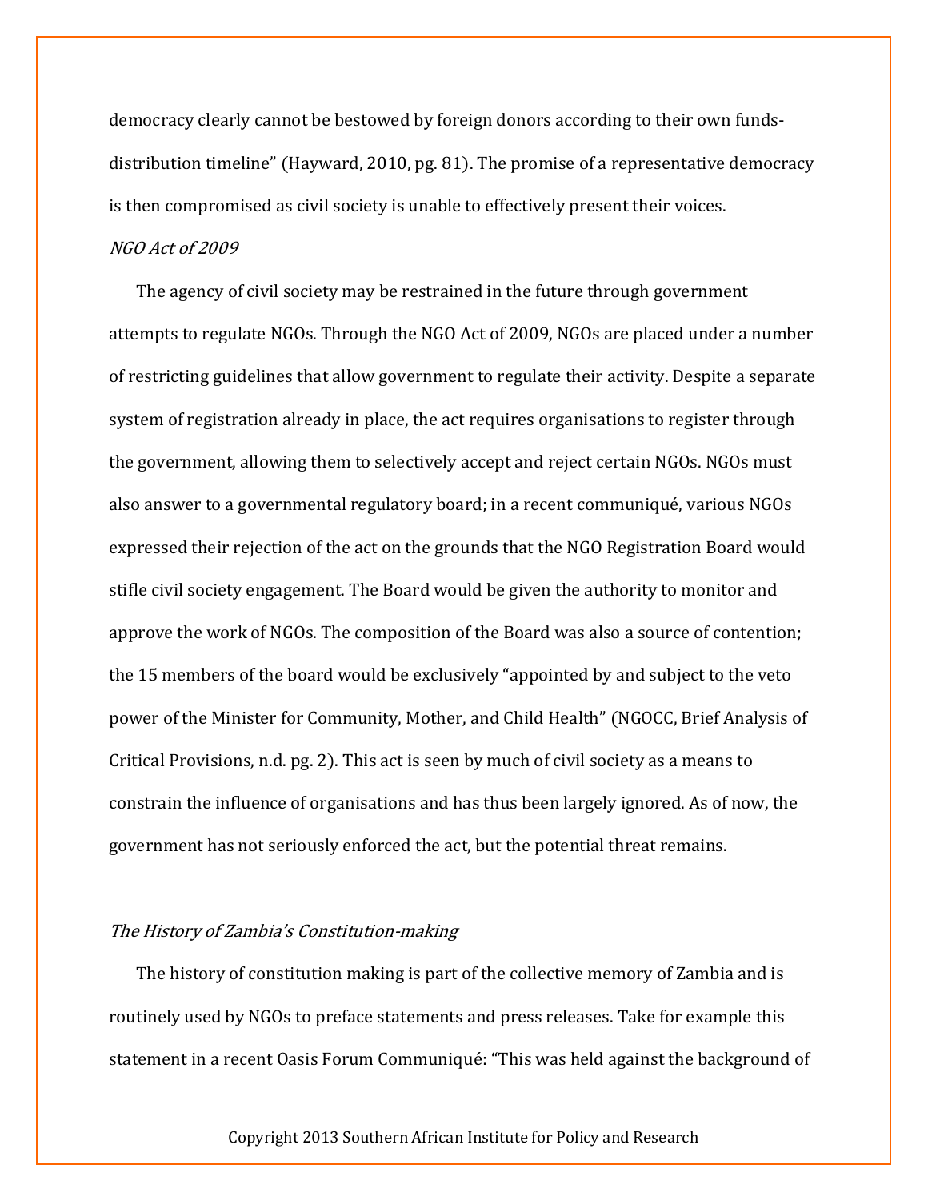democracy clearly cannot be bestowed by foreign donors according to their own funds-distribution timeline" (Hayward, 2010, pg. 81). The promise of a representative democracy is then compromised as civil society is unable to effectively present their voices.

*NGO Act of 2009*

The agency of civil society may be restrained in the future through government attempts to regulate NGOs. Through the NGO Act of 2009, NGOs are placed under a number of restricting guidelines that allow government to regulate their activity. Despite a separate system of registration already in place, the act requires organisations to register through the government, allowing them to selectively accept and reject certain NGOs. NGOs must also answer to a governmental regulatory board; in a recent communiqué, various NGOs expressed their rejection of the act on the grounds that the NGO Registration Board would stifle civil society engagement. The Board would be given the authority to monitor and approve the work of NGOs. The composition of the Board was also a source of contention; the 15 members of the board would be exclusively "appointed by and subject to the veto power of the Minister for Community, Mother, and Child Health" (NGOCC, Brief Analysis of Critical Provisions, n.d. pg. 2). This act is seen by much of civil society as a means to constrain the influence of organisations and has thus been largely ignored. As of now, the government has not seriously enforced the act, but the potential threat remains.

*The History of Zambia's Constitution-making*

The history of constitution making is part of the collective memory of Zambia and is routinely used by NGOs to preface statements and press releases. Take for example this statement in a recent Oasis Forum Communiqué: "This was held against the background of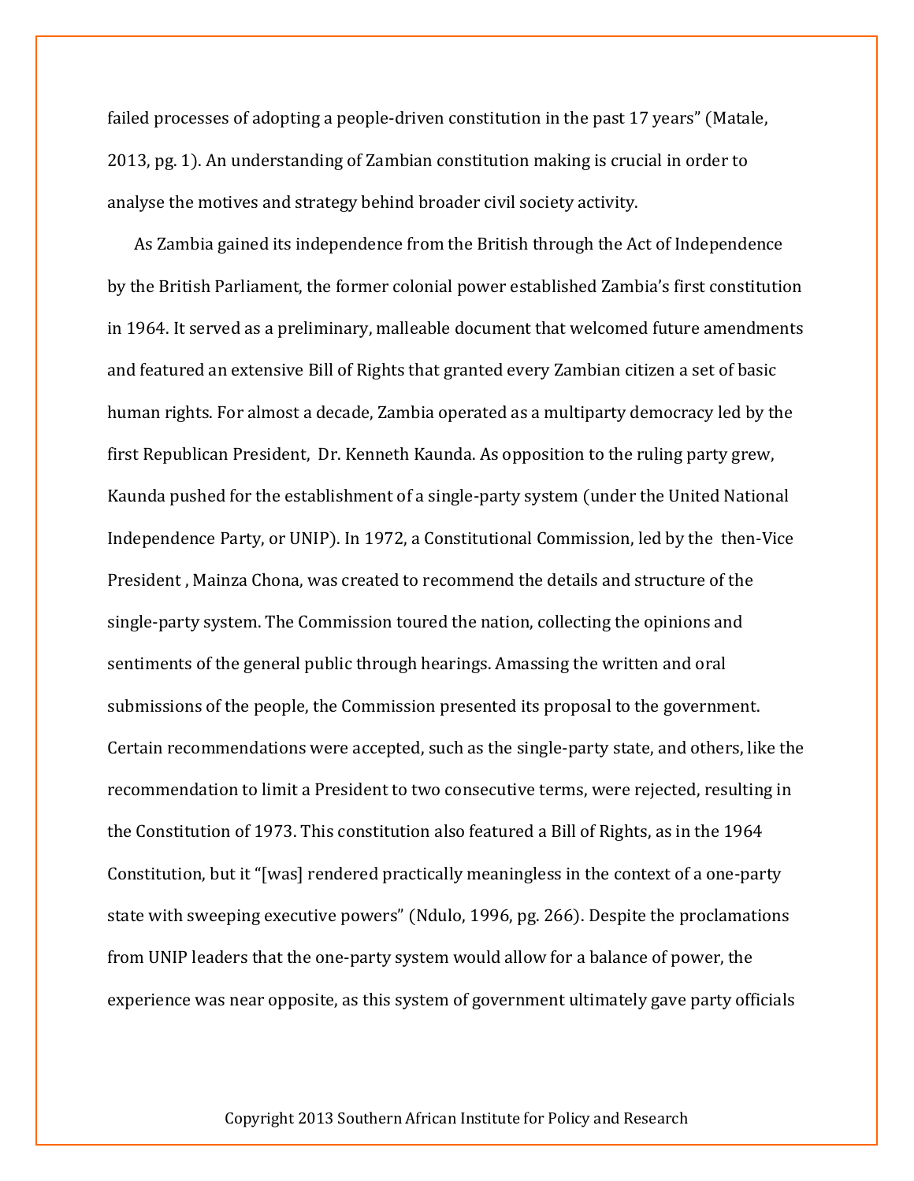failed processes of adopting a people-driven constitution in the past 17 years" (Matale, 2013, pg. 1). An understanding of Zambian constitution making is crucial in order to analyse the motives and strategy behind broader civil society activity.

As Zambia gained its independence from the British through the Act of Independence by the British Parliament, the former colonial power established Zambia's first constitution in 1964. It served as a preliminary, malleable document that welcomed future amendments and featured an extensive Bill of Rights that granted every Zambian citizen a set of basic human rights. For almost a decade, Zambia operated as a multiparty democracy led by the first Republican President, Dr. Kenneth Kaunda. As opposition to the ruling party grew, Kaunda pushed for the establishment of a single-party system (under the United National Independence Party, or UNIP). In 1972, a Constitutional Commission, led by the then-Vice President , Mainza Chona, was created to recommend the details and structure of the single-party system. The Commission toured the nation, collecting the opinions and sentiments of the general public through hearings. Amassing the written and oral submissions of the people, the Commission presented its proposal to the government. Certain recommendations were accepted, such as the single-party state, and others, like the recommendation to limit a President to two consecutive terms, were rejected, resulting in the Constitution of 1973. This constitution also featured a Bill of Rights, as in the 1964 Constitution, but it "[was] rendered practically meaningless in the context of a one-party state with sweeping executive powers" (Ndulo, 1996, pg. 266). Despite the proclamations from UNIP leaders that the one-party system would allow for a balance of power, the experience was near opposite, as this system of government ultimately gave party officials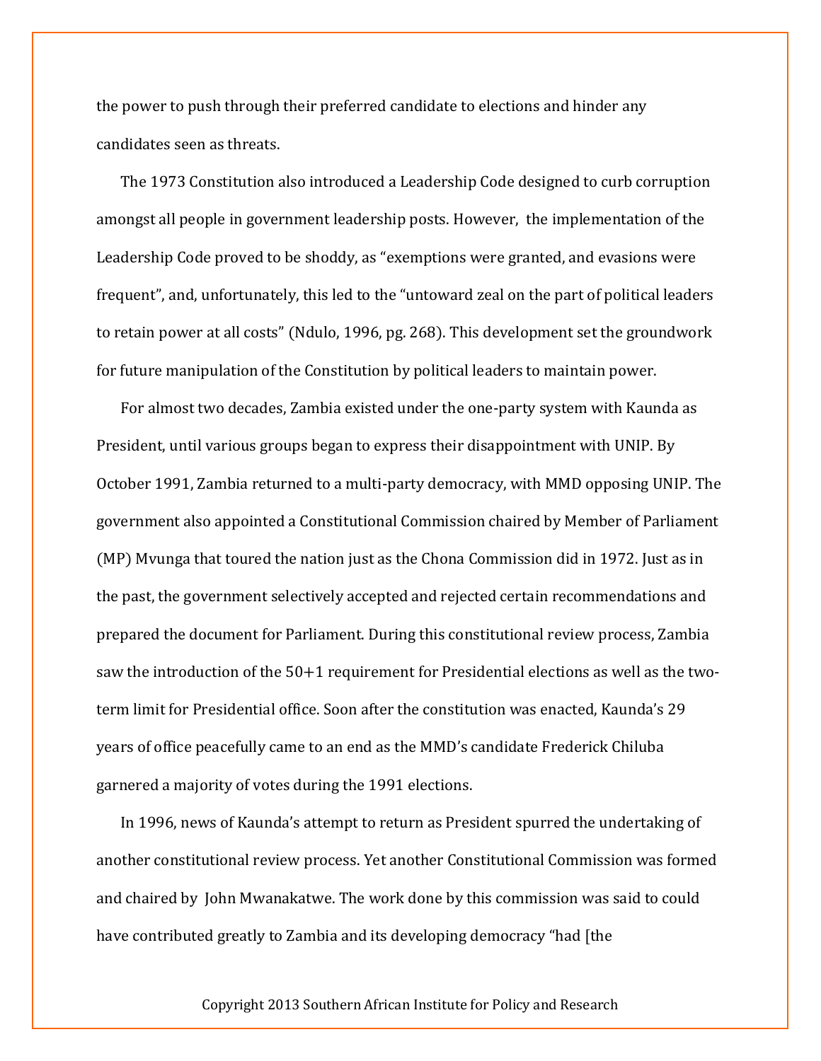the power to push through their preferred candidate to elections and hinder any candidates seen as threats.

The 1973 Constitution also introduced a Leadership Code designed to curb corruption amongst all people in government leadership posts. However, the implementation of the Leadership Code proved to be shoddy, as "exemptions were granted, and evasions were frequent", and, unfortunately, this led to the "untoward zeal on the part of political leaders to retain power at all costs" (Ndulo, 1996, pg. 268). This development set the groundwork for future manipulation of the Constitution by political leaders to maintain power.

For almost two decades, Zambia existed under the one-party system with Kaunda as President, until various groups began to express their disappointment with UNIP. By October 1991, Zambia returned to a multi-party democracy, with MMD opposing UNIP. The government also appointed a Constitutional Commission chaired by Member of Parliament (MP) Mvunga that toured the nation just as the Chona Commission did in 1972. Just as in the past, the government selectively accepted and rejected certain recommendations and prepared the document for Parliament. During this constitutional review process, Zambia saw the introduction of the 50+1 requirement for Presidential elections as well as the two-term limit for Presidential office. Soon after the constitution was enacted, Kaunda's 29 years of office peacefully came to an end as the MMD's candidate Frederick Chiluba garnered a majority of votes during the 1991 elections.

In 1996, news of Kaunda's attempt to return as President spurred the undertaking of another constitutional review process. Yet another Constitutional Commission was formed and chaired by John Mwanakatwe. The work done by this commission was said to could have contributed greatly to Zambia and its developing democracy "had [the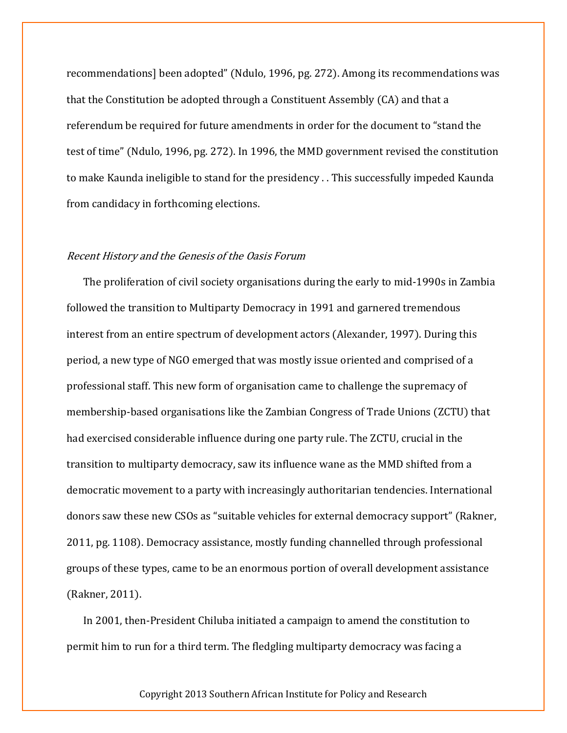recommendations] been adopted" (Ndulo, 1996, pg. 272). Among its recommendations was that the Constitution be adopted through a Constituent Assembly (CA) and that a referendum be required for future amendments in order for the document to "stand the test of time" (Ndulo, 1996, pg. 272). In 1996, the MMD government revised the constitution to make Kaunda ineligible to stand for the presidency . . This successfully impeded Kaunda from candidacy in forthcoming elections.

### *Recent History and the Genesis of the Oasis Forum*

The proliferation of civil society organisations during the early to mid-1990s in Zambia followed the transition to Multiparty Democracy in 1991 and garnered tremendous interest from an entire spectrum of development actors (Alexander, 1997). During this period, a new type of NGO emerged that was mostly issue oriented and comprised of a professional staff. This new form of organisation came to challenge the supremacy of membership-based organisations like the Zambian Congress of Trade Unions (ZCTU) that had exercised considerable influence during one party rule. The ZCTU, crucial in the transition to multiparty democracy, saw its influence wane as the MMD shifted from a democratic movement to a party with increasingly authoritarian tendencies. International donors saw these new CSOs as "suitable vehicles for external democracy support" (Rakner, 2011, pg. 1108). Democracy assistance, mostly funding channelled through professional groups of these types, came to be an enormous portion of overall development assistance (Rakner, 2011).

In 2001, then-President Chiluba initiated a campaign to amend the constitution to permit him to run for a third term. The fledgling multiparty democracy was facing a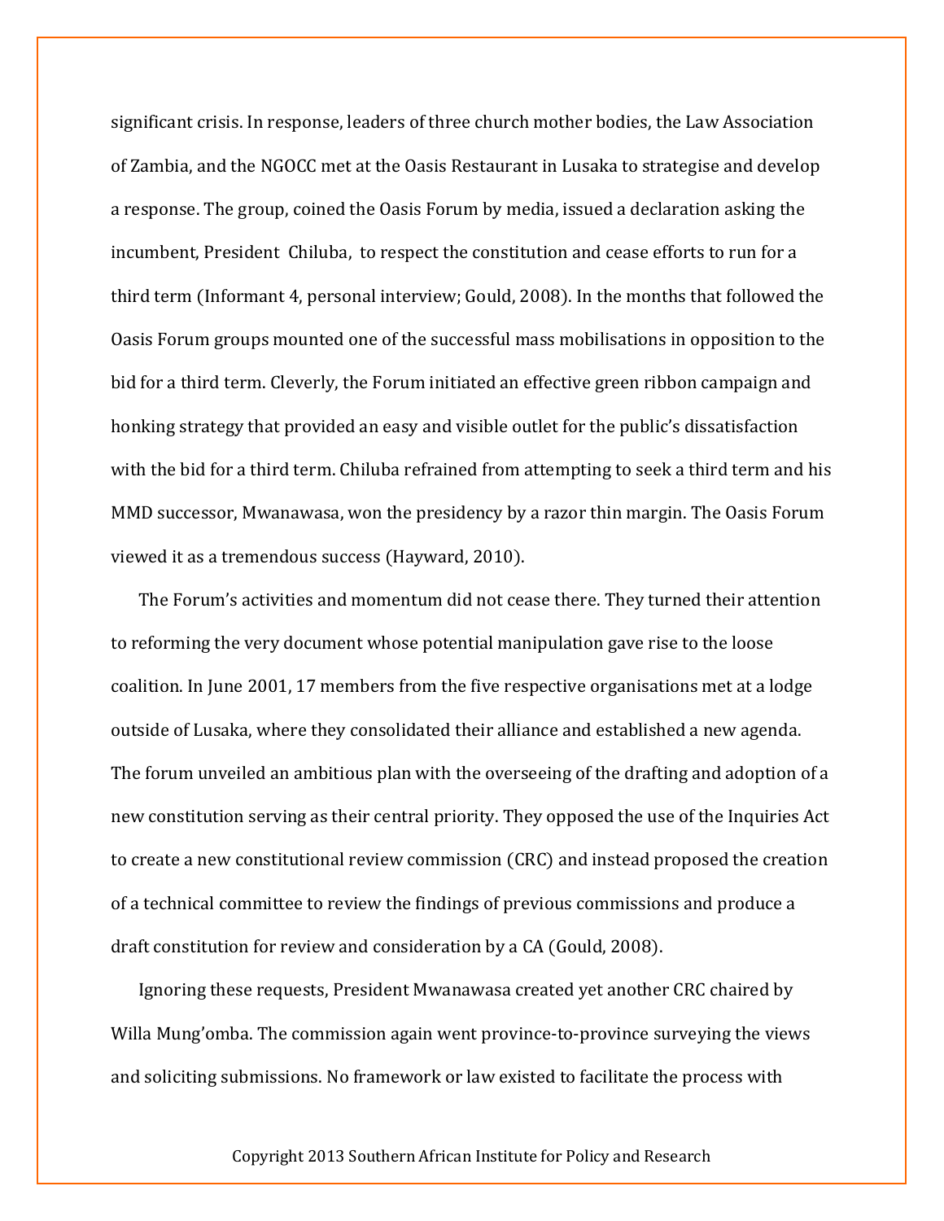significant crisis. In response, leaders of three church mother bodies, the Law Association of Zambia, and the NGOCC met at the Oasis Restaurant in Lusaka to strategise and develop a response. The group, coined the Oasis Forum by media, issued a declaration asking the incumbent, President Chiluba, to respect the constitution and cease efforts to run for a third term (Informant 4, personal interview; Gould, 2008). In the months that followed the Oasis Forum groups mounted one of the successful mass mobilisations in opposition to the bid for a third term. Cleverly, the Forum initiated an effective green ribbon campaign and honking strategy that provided an easy and visible outlet for the public's dissatisfaction with the bid for a third term. Chiluba refrained from attempting to seek a third term and his MMD successor, Mwanawasa, won the presidency by a razor thin margin. The Oasis Forum viewed it as a tremendous success (Hayward, 2010).

The Forum's activities and momentum did not cease there. They turned their attention to reforming the very document whose potential manipulation gave rise to the loose coalition. In June 2001, 17 members from the five respective organisations met at a lodge outside of Lusaka, where they consolidated their alliance and established a new agenda. The forum unveiled an ambitious plan with the overseeing of the drafting and adoption of a new constitution serving as their central priority. They opposed the use of the Inquiries Act to create a new constitutional review commission (CRC) and instead proposed the creation of a technical committee to review the findings of previous commissions and produce a draft constitution for review and consideration by a CA (Gould, 2008).

Ignoring these requests, President Mwanawasa created yet another CRC chaired by Willa Mung'omba. The commission again went province-to-province surveying the views and soliciting submissions. No framework or law existed to facilitate the process with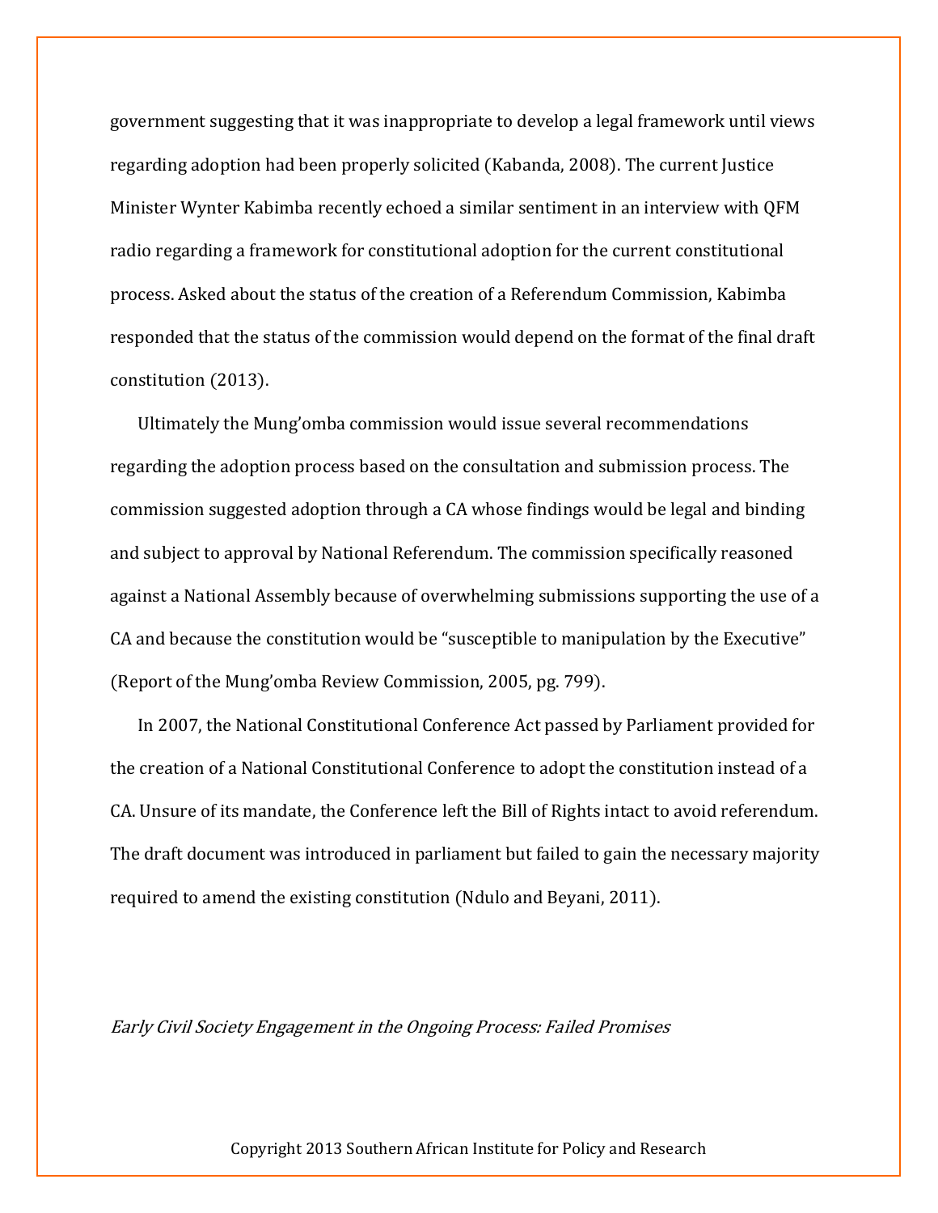government suggesting that it was inappropriate to develop a legal framework until views regarding adoption had been properly solicited (Kabanda, 2008). The current Justice Minister Wynter Kabimba recently echoed a similar sentiment in an interview with QFM radio regarding a framework for constitutional adoption for the current constitutional process. Asked about the status of the creation of a Referendum Commission, Kabimba responded that the status of the commission would depend on the format of the final draft constitution (2013).

Ultimately the Mung'omba commission would issue several recommendations regarding the adoption process based on the consultation and submission process. The commission suggested adoption through a CA whose findings would be legal and binding and subject to approval by National Referendum. The commission specifically reasoned against a National Assembly because of overwhelming submissions supporting the use of a CA and because the constitution would be "susceptible to manipulation by the Executive" (Report of the Mung'omba Review Commission, 2005, pg. 799).

In 2007, the National Constitutional Conference Act passed by Parliament provided for the creation of a National Constitutional Conference to adopt the constitution instead of a CA. Unsure of its mandate, the Conference left the Bill of Rights intact to avoid referendum. The draft document was introduced in parliament but failed to gain the necessary majority required to amend the existing constitution (Ndulo and Beyani, 2011).

*Early Civil Society Engagement in the Ongoing Process: Failed Promises*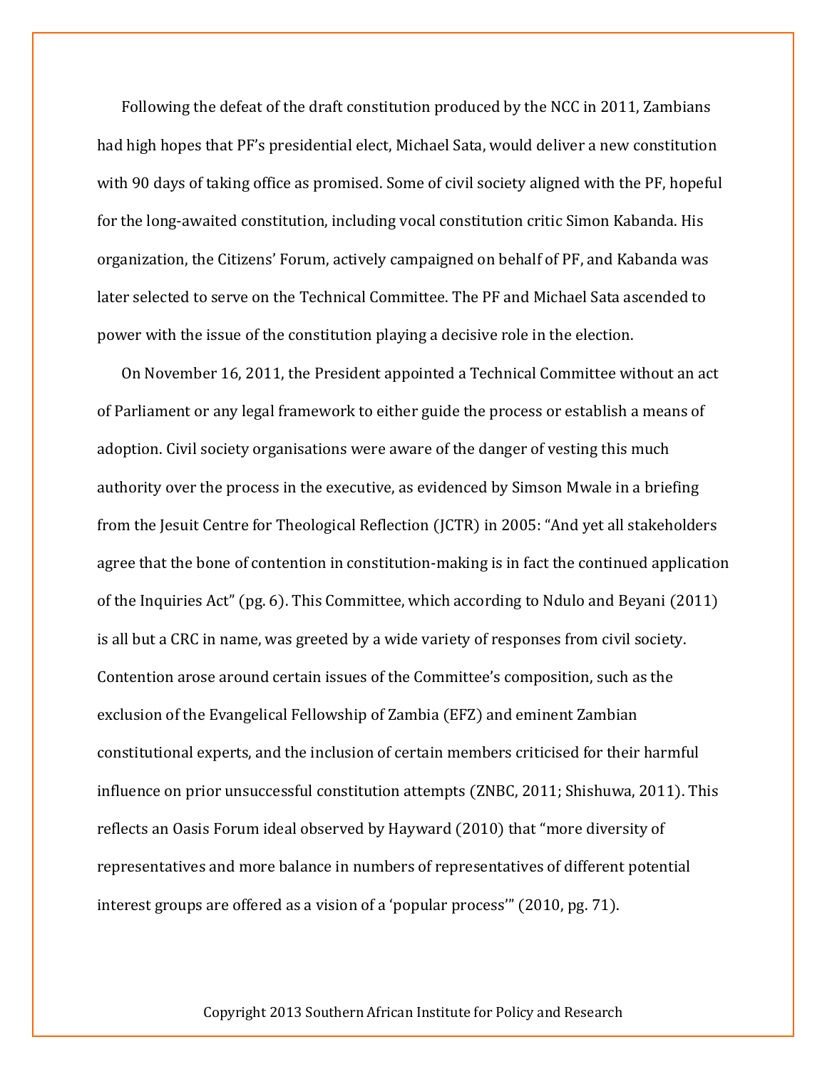Following the defeat of the draft constitution produced by the NCC in 2011, Zambians had high hopes that PF's presidential elect, Michael Sata, would deliver a new constitution with 90 days of taking office as promised. Some of civil society aligned with the PF, hopeful for the long-awaited constitution, including vocal constitution critic Simon Kabanda. His organization, the Citizens' Forum, actively campaigned on behalf of PF, and Kabanda was later selected to serve on the Technical Committee. The PF and Michael Sata ascended to power with the issue of the constitution playing a decisive role in the election.

On November 16, 2011, the President appointed a Technical Committee without an act of Parliament or any legal framework to either guide the process or establish a means of adoption. Civil society organisations were aware of the danger of vesting this much authority over the process in the executive, as evidenced by Simson Mwale in a briefing from the Jesuit Centre for Theological Reflection (JCTR) in 2005: "And yet all stakeholders agree that the bone of contention in constitution-making is in fact the continued application of the Inquiries Act" (pg. 6). This Committee, which according to Ndulo and Beyani (2011) is all but a CRC in name, was greeted by a wide variety of responses from civil society. Contention arose around certain issues of the Committee's composition, such as the exclusion of the Evangelical Fellowship of Zambia (EFZ) and eminent Zambian constitutional experts, and the inclusion of certain members criticised for their harmful influence on prior unsuccessful constitution attempts (ZNBC, 2011; Shishuwa, 2011). This reflects an Oasis Forum ideal observed by Hayward (2010) that "more diversity of representatives and more balance in numbers of representatives of different potential interest groups are offered as a vision of a 'popular process'" (2010, pg. 71).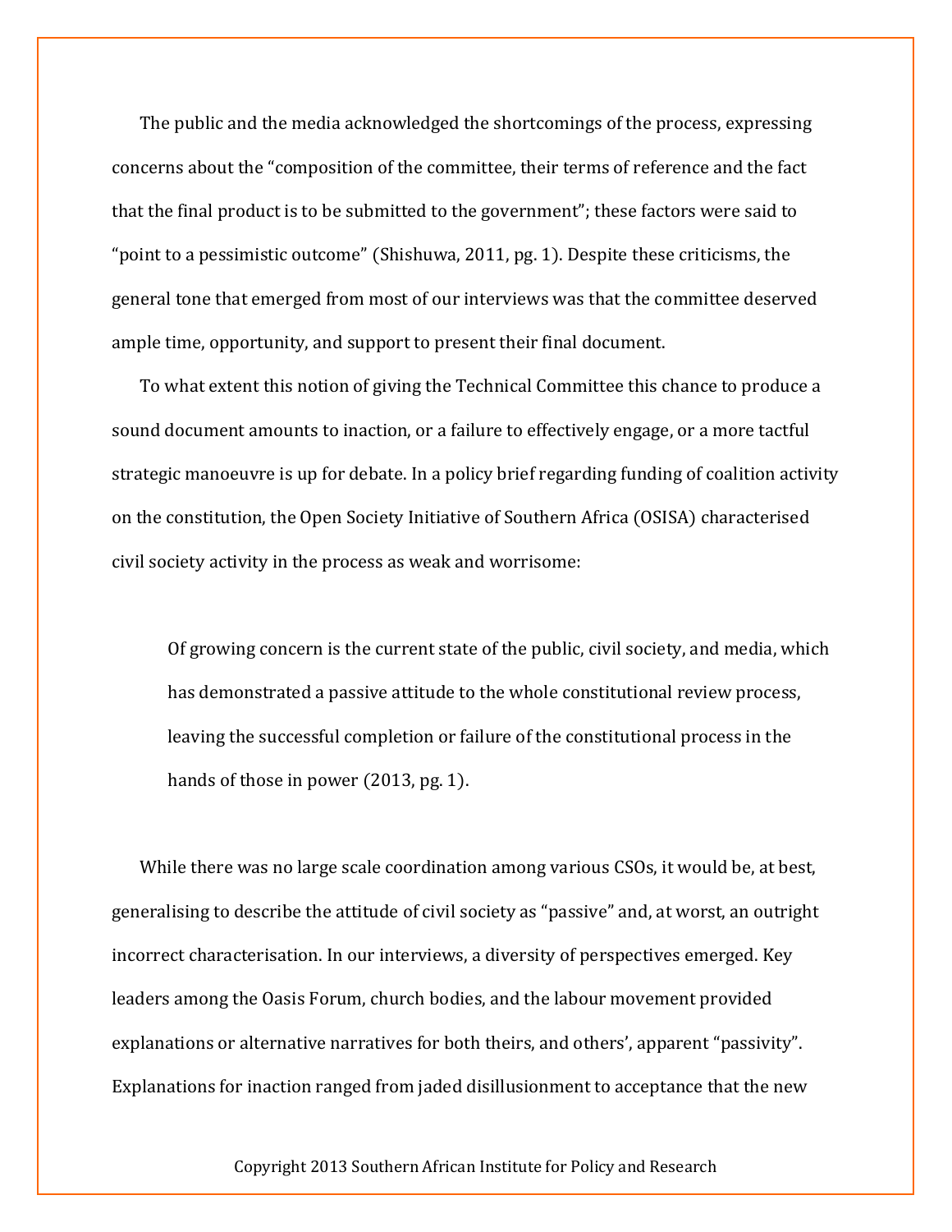The public and the media acknowledged the shortcomings of the process, expressing concerns about the "composition of the committee, their terms of reference and the fact that the final product is to be submitted to the government"; these factors were said to "point to a pessimistic outcome" (Shishuwa, 2011, pg. 1). Despite these criticisms, the general tone that emerged from most of our interviews was that the committee deserved ample time, opportunity, and support to present their final document.

To what extent this notion of giving the Technical Committee this chance to produce a sound document amounts to inaction, or a failure to effectively engage, or a more tactful strategic manoeuvre is up for debate. In a policy brief regarding funding of coalition activity on the constitution, the Open Society Initiative of Southern Africa (OSISA) characterised civil society activity in the process as weak and worrisome:

> Of growing concern is the current state of the public, civil society, and media, which has demonstrated a passive attitude to the whole constitutional review process, leaving the successful completion or failure of the constitutional process in the hands of those in power (2013, pg. 1).

While there was no large scale coordination among various CSOs, it would be, at best, generalising to describe the attitude of civil society as "passive" and, at worst, an outright incorrect characterisation. In our interviews, a diversity of perspectives emerged. Key leaders among the Oasis Forum, church bodies, and the labour movement provided explanations or alternative narratives for both theirs, and others', apparent "passivity". Explanations for inaction ranged from jaded disillusionment to acceptance that the new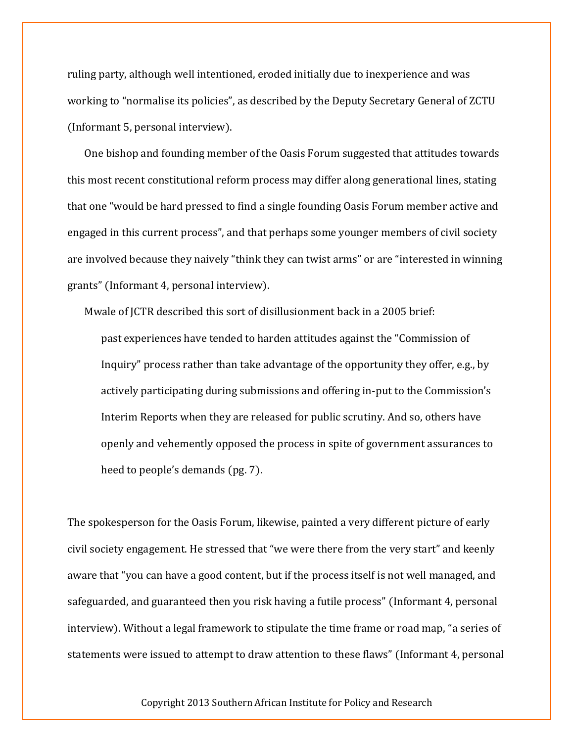ruling party, although well intentioned, eroded initially due to inexperience and was working to "normalise its policies", as described by the Deputy Secretary General of ZCTU (Informant 5, personal interview).

One bishop and founding member of the Oasis Forum suggested that attitudes towards this most recent constitutional reform process may differ along generational lines, stating that one "would be hard pressed to find a single founding Oasis Forum member active and engaged in this current process", and that perhaps some younger members of civil society are involved because they naively "think they can twist arms" or are "interested in winning grants" (Informant 4, personal interview).

Mwale of JCTR described this sort of disillusionment back in a 2005 brief:

> past experiences have tended to harden attitudes against the "Commission of Inquiry" process rather than take advantage of the opportunity they offer, e.g., by actively participating during submissions and offering in-put to the Commission's Interim Reports when they are released for public scrutiny. And so, others have openly and vehemently opposed the process in spite of government assurances to heed to people's demands (pg. 7).

The spokesperson for the Oasis Forum, likewise, painted a very different picture of early civil society engagement. He stressed that "we were there from the very start" and keenly aware that "you can have a good content, but if the process itself is not well managed, and safeguarded, and guaranteed then you risk having a futile process" (Informant 4, personal interview). Without a legal framework to stipulate the time frame or road map, "a series of statements were issued to attempt to draw attention to these flaws" (Informant 4, personal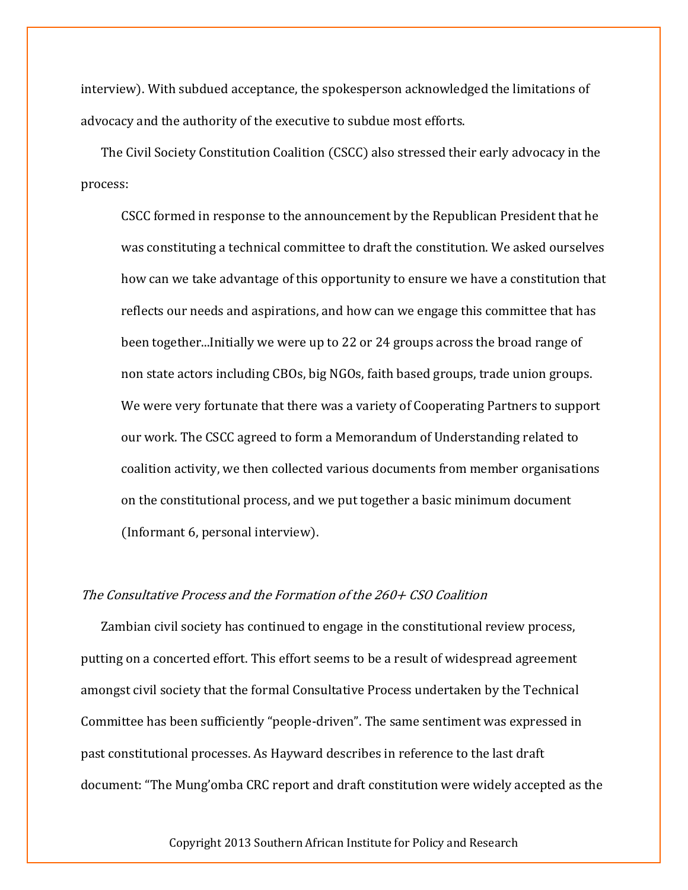interview). With subdued acceptance, the spokesperson acknowledged the limitations of advocacy and the authority of the executive to subdue most efforts.

The Civil Society Constitution Coalition (CSCC) also stressed their early advocacy in the process:

> CSCC formed in response to the announcement by the Republican President that he was constituting a technical committee to draft the constitution. We asked ourselves how can we take advantage of this opportunity to ensure we have a constitution that reflects our needs and aspirations, and how can we engage this committee that has been together...Initially we were up to 22 or 24 groups across the broad range of non state actors including CBOs, big NGOs, faith based groups, trade union groups. We were very fortunate that there was a variety of Cooperating Partners to support our work. The CSCC agreed to form a Memorandum of Understanding related to coalition activity, we then collected various documents from member organisations on the constitutional process, and we put together a basic minimum document (Informant 6, personal interview).

*The Consultative Process and the Formation of the 260+ CSO Coalition*

Zambian civil society has continued to engage in the constitutional review process, putting on a concerted effort. This effort seems to be a result of widespread agreement amongst civil society that the formal Consultative Process undertaken by the Technical Committee has been sufficiently "people-driven". The same sentiment was expressed in past constitutional processes. As Hayward describes in reference to the last draft document: "The Mung'omba CRC report and draft constitution were widely accepted as the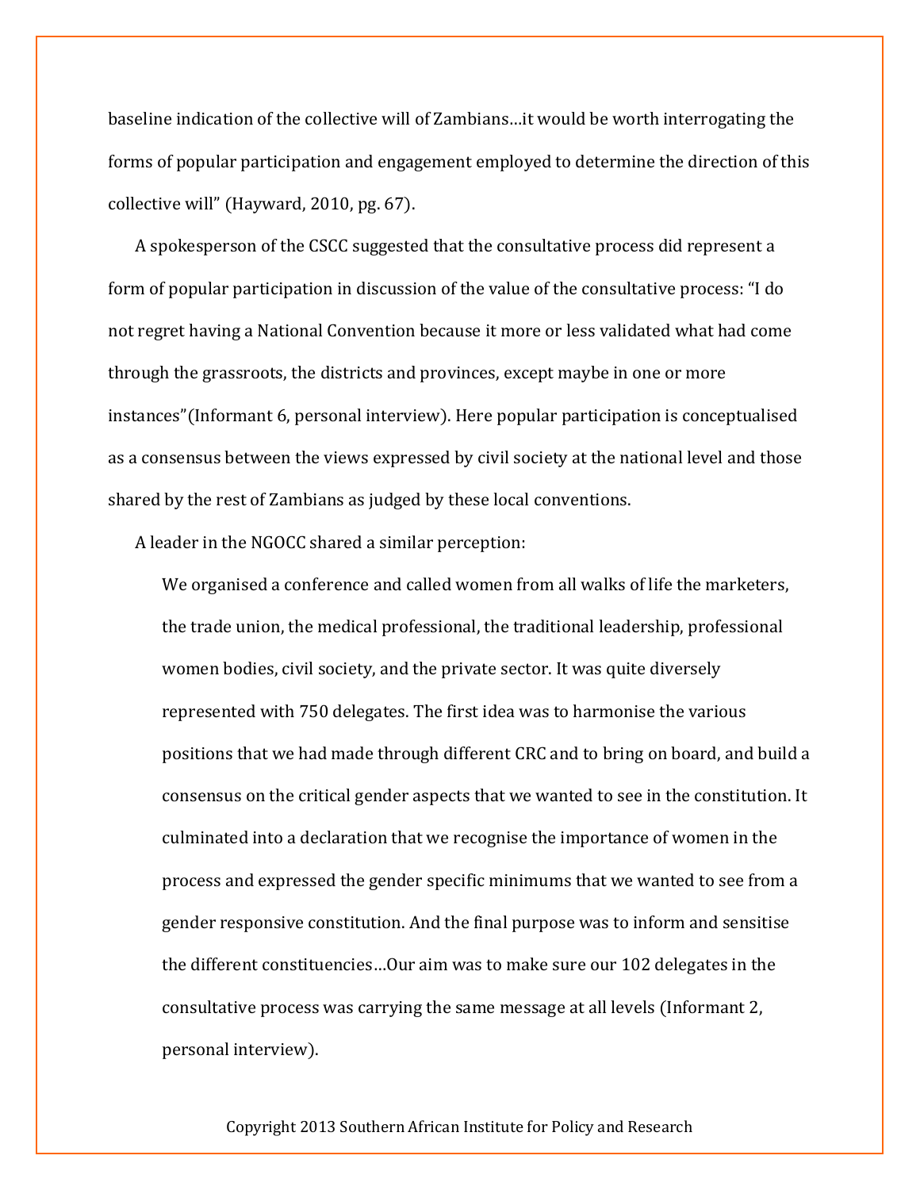baseline indication of the collective will of Zambians…it would be worth interrogating the forms of popular participation and engagement employed to determine the direction of this collective will" (Hayward, 2010, pg. 67).

A spokesperson of the CSCC suggested that the consultative process did represent a form of popular participation in discussion of the value of the consultative process: "I do not regret having a National Convention because it more or less validated what had come through the grassroots, the districts and provinces, except maybe in one or more instances"(Informant 6, personal interview). Here popular participation is conceptualised as a consensus between the views expressed by civil society at the national level and those shared by the rest of Zambians as judged by these local conventions.

A leader in the NGOCC shared a similar perception:

> We organised a conference and called women from all walks of life the marketers, the trade union, the medical professional, the traditional leadership, professional women bodies, civil society, and the private sector. It was quite diversely represented with 750 delegates. The first idea was to harmonise the various positions that we had made through different CRC and to bring on board, and build a consensus on the critical gender aspects that we wanted to see in the constitution. It culminated into a declaration that we recognise the importance of women in the process and expressed the gender specific minimums that we wanted to see from a gender responsive constitution. And the final purpose was to inform and sensitise the different constituencies…Our aim was to make sure our 102 delegates in the consultative process was carrying the same message at all levels (Informant 2, personal interview).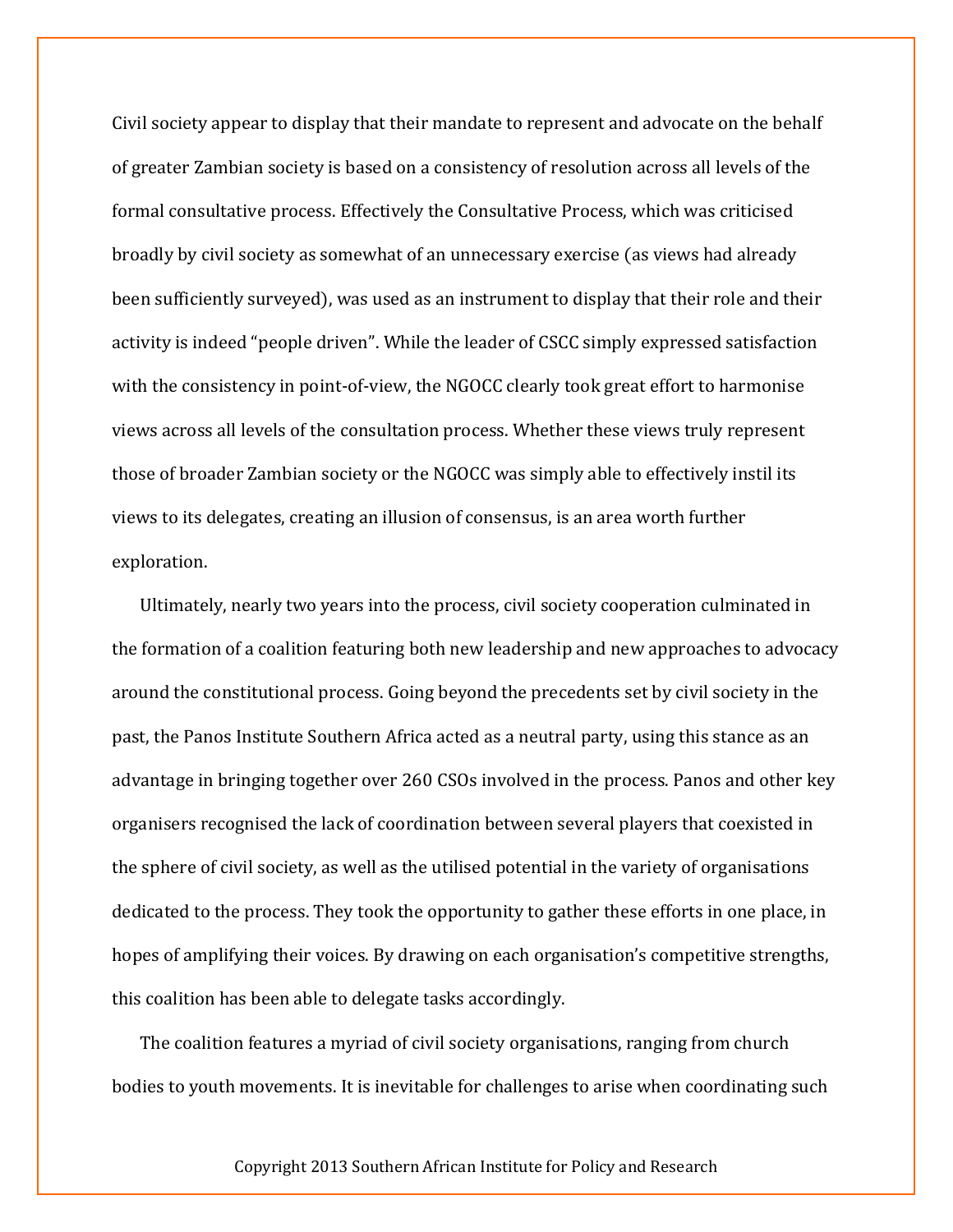Civil society appear to display that their mandate to represent and advocate on the behalf of greater Zambian society is based on a consistency of resolution across all levels of the formal consultative process. Effectively the Consultative Process, which was criticised broadly by civil society as somewhat of an unnecessary exercise (as views had already been sufficiently surveyed), was used as an instrument to display that their role and their activity is indeed "people driven". While the leader of CSCC simply expressed satisfaction with the consistency in point-of-view, the NGOCC clearly took great effort to harmonise views across all levels of the consultation process. Whether these views truly represent those of broader Zambian society or the NGOCC was simply able to effectively instil its views to its delegates, creating an illusion of consensus, is an area worth further exploration.

Ultimately, nearly two years into the process, civil society cooperation culminated in the formation of a coalition featuring both new leadership and new approaches to advocacy around the constitutional process. Going beyond the precedents set by civil society in the past, the Panos Institute Southern Africa acted as a neutral party, using this stance as an advantage in bringing together over 260 CSOs involved in the process. Panos and other key organisers recognised the lack of coordination between several players that coexisted in the sphere of civil society, as well as the utilised potential in the variety of organisations dedicated to the process. They took the opportunity to gather these efforts in one place, in hopes of amplifying their voices. By drawing on each organisation's competitive strengths, this coalition has been able to delegate tasks accordingly.

The coalition features a myriad of civil society organisations, ranging from church bodies to youth movements. It is inevitable for challenges to arise when coordinating such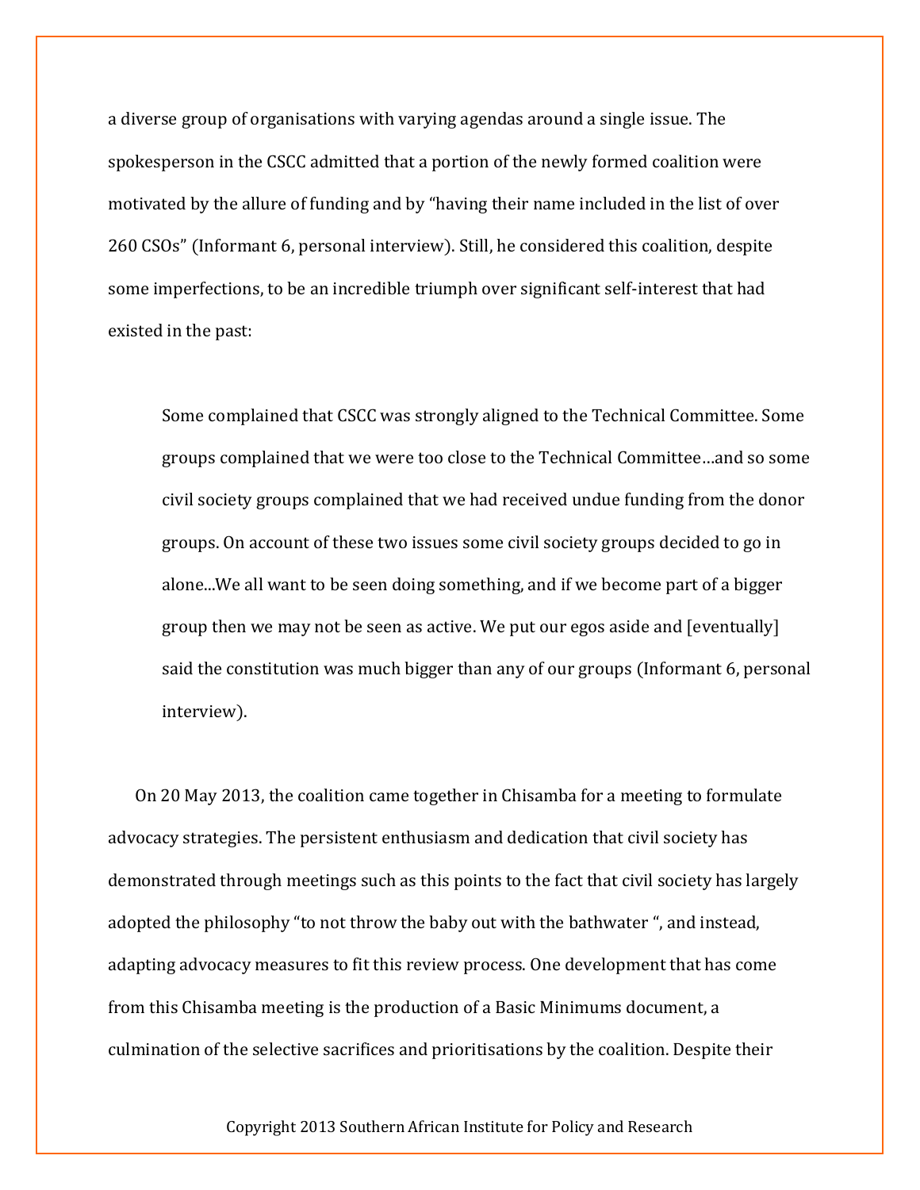a diverse group of organisations with varying agendas around a single issue. The spokesperson in the CSCC admitted that a portion of the newly formed coalition were motivated by the allure of funding and by "having their name included in the list of over 260 CSOs" (Informant 6, personal interview). Still, he considered this coalition, despite some imperfections, to be an incredible triumph over significant self-interest that had existed in the past:

> Some complained that CSCC was strongly aligned to the Technical Committee. Some groups complained that we were too close to the Technical Committee…and so some civil society groups complained that we had received undue funding from the donor groups. On account of these two issues some civil society groups decided to go in alone...We all want to be seen doing something, and if we become part of a bigger group then we may not be seen as active. We put our egos aside and [eventually] said the constitution was much bigger than any of our groups (Informant 6, personal interview).

On 20 May 2013, the coalition came together in Chisamba for a meeting to formulate advocacy strategies. The persistent enthusiasm and dedication that civil society has demonstrated through meetings such as this points to the fact that civil society has largely adopted the philosophy "to not throw the baby out with the bathwater ", and instead, adapting advocacy measures to fit this review process. One development that has come from this Chisamba meeting is the production of a Basic Minimums document, a culmination of the selective sacrifices and prioritisations by the coalition. Despite their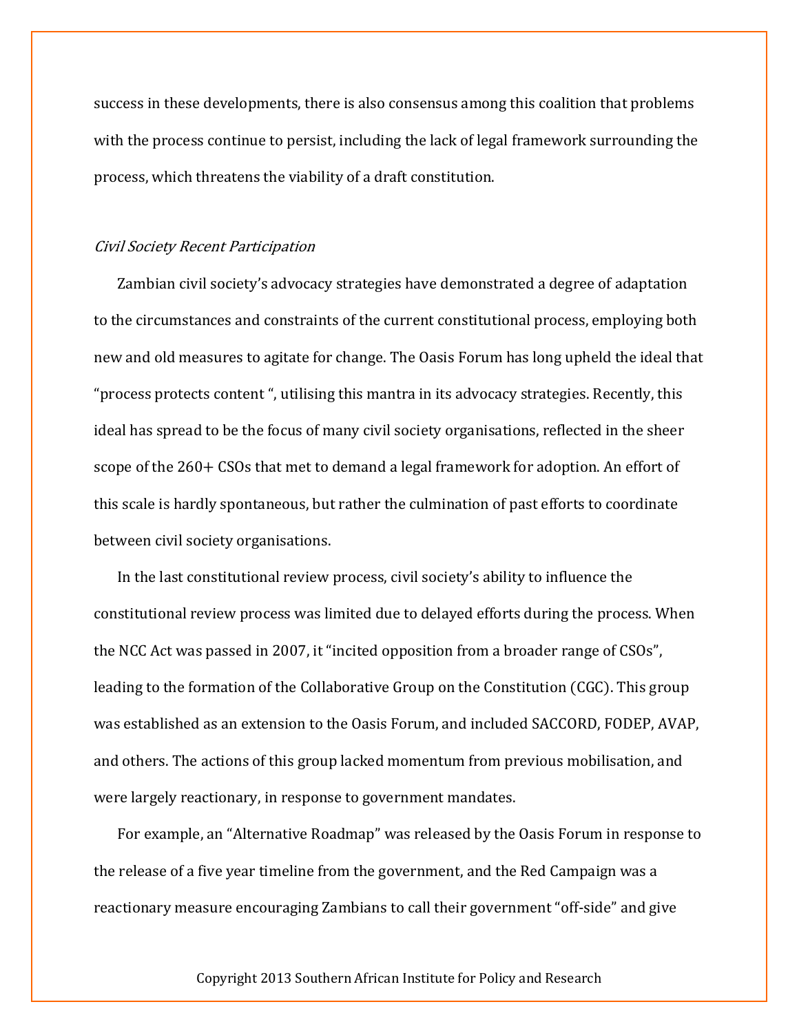success in these developments, there is also consensus among this coalition that problems with the process continue to persist, including the lack of legal framework surrounding the process, which threatens the viability of a draft constitution.

*Civil Society Recent Participation*

Zambian civil society's advocacy strategies have demonstrated a degree of adaptation to the circumstances and constraints of the current constitutional process, employing both new and old measures to agitate for change. The Oasis Forum has long upheld the ideal that "process protects content ", utilising this mantra in its advocacy strategies. Recently, this ideal has spread to be the focus of many civil society organisations, reflected in the sheer scope of the 260+ CSOs that met to demand a legal framework for adoption. An effort of this scale is hardly spontaneous, but rather the culmination of past efforts to coordinate between civil society organisations.

In the last constitutional review process, civil society's ability to influence the constitutional review process was limited due to delayed efforts during the process. When the NCC Act was passed in 2007, it "incited opposition from a broader range of CSOs", leading to the formation of the Collaborative Group on the Constitution (CGC). This group was established as an extension to the Oasis Forum, and included SACCORD, FODEP, AVAP, and others. The actions of this group lacked momentum from previous mobilisation, and were largely reactionary, in response to government mandates.

For example, an "Alternative Roadmap" was released by the Oasis Forum in response to the release of a five year timeline from the government, and the Red Campaign was a reactionary measure encouraging Zambians to call their government "off-side" and give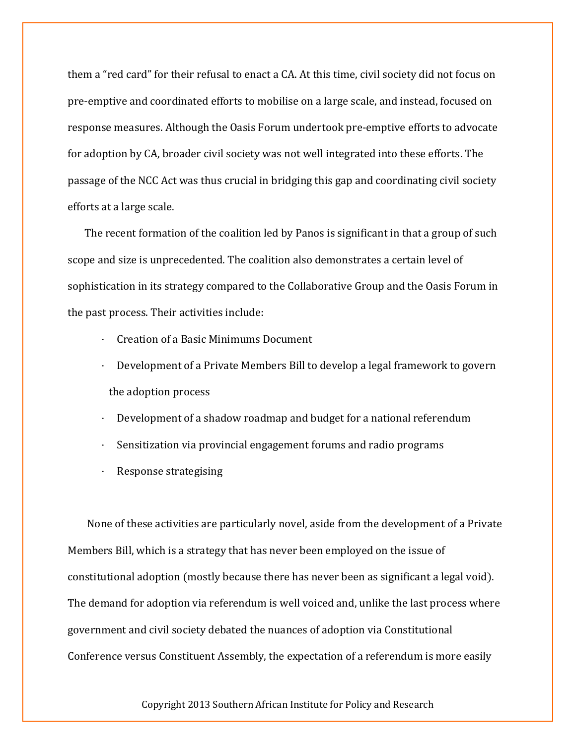them a “red card” for their refusal to enact a CA. At this time, civil society did not focus on pre-emptive and coordinated efforts to mobilise on a large scale, and instead, focused on response measures. Although the Oasis Forum undertook pre-emptive efforts to advocate for adoption by CA, broader civil society was not well integrated into these efforts. The passage of the NCC Act was thus crucial in bridging this gap and coordinating civil society efforts at a large scale.

The recent formation of the coalition led by Panos is significant in that a group of such scope and size is unprecedented. The coalition also demonstrates a certain level of sophistication in its strategy compared to the Collaborative Group and the Oasis Forum in the past process. Their activities include:

- Creation of a Basic Minimums Document
- Development of a Private Members Bill to develop a legal framework to govern the adoption process
- Development of a shadow roadmap and budget for a national referendum
- Sensitization via provincial engagement forums and radio programs
- Response strategising

None of these activities are particularly novel, aside from the development of a Private Members Bill, which is a strategy that has never been employed on the issue of constitutional adoption (mostly because there has never been as significant a legal void). The demand for adoption via referendum is well voiced and, unlike the last process where government and civil society debated the nuances of adoption via Constitutional Conference versus Constituent Assembly, the expectation of a referendum is more easily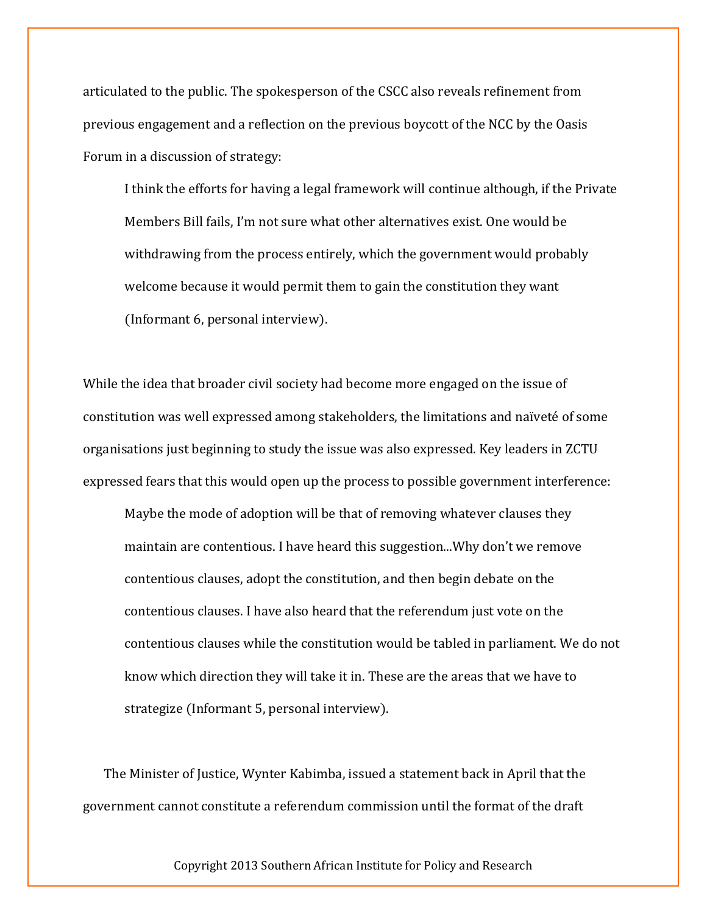articulated to the public. The spokesperson of the CSCC also reveals refinement from previous engagement and a reflection on the previous boycott of the NCC by the Oasis Forum in a discussion of strategy:

> I think the efforts for having a legal framework will continue although, if the Private Members Bill fails, I'm not sure what other alternatives exist. One would be withdrawing from the process entirely, which the government would probably welcome because it would permit them to gain the constitution they want (Informant 6, personal interview).

While the idea that broader civil society had become more engaged on the issue of constitution was well expressed among stakeholders, the limitations and naïveté of some organisations just beginning to study the issue was also expressed. Key leaders in ZCTU expressed fears that this would open up the process to possible government interference:

> Maybe the mode of adoption will be that of removing whatever clauses they maintain are contentious. I have heard this suggestion...Why don't we remove contentious clauses, adopt the constitution, and then begin debate on the contentious clauses. I have also heard that the referendum just vote on the contentious clauses while the constitution would be tabled in parliament. We do not know which direction they will take it in. These are the areas that we have to strategize (Informant 5, personal interview).

The Minister of Justice, Wynter Kabimba, issued a statement back in April that the government cannot constitute a referendum commission until the format of the draft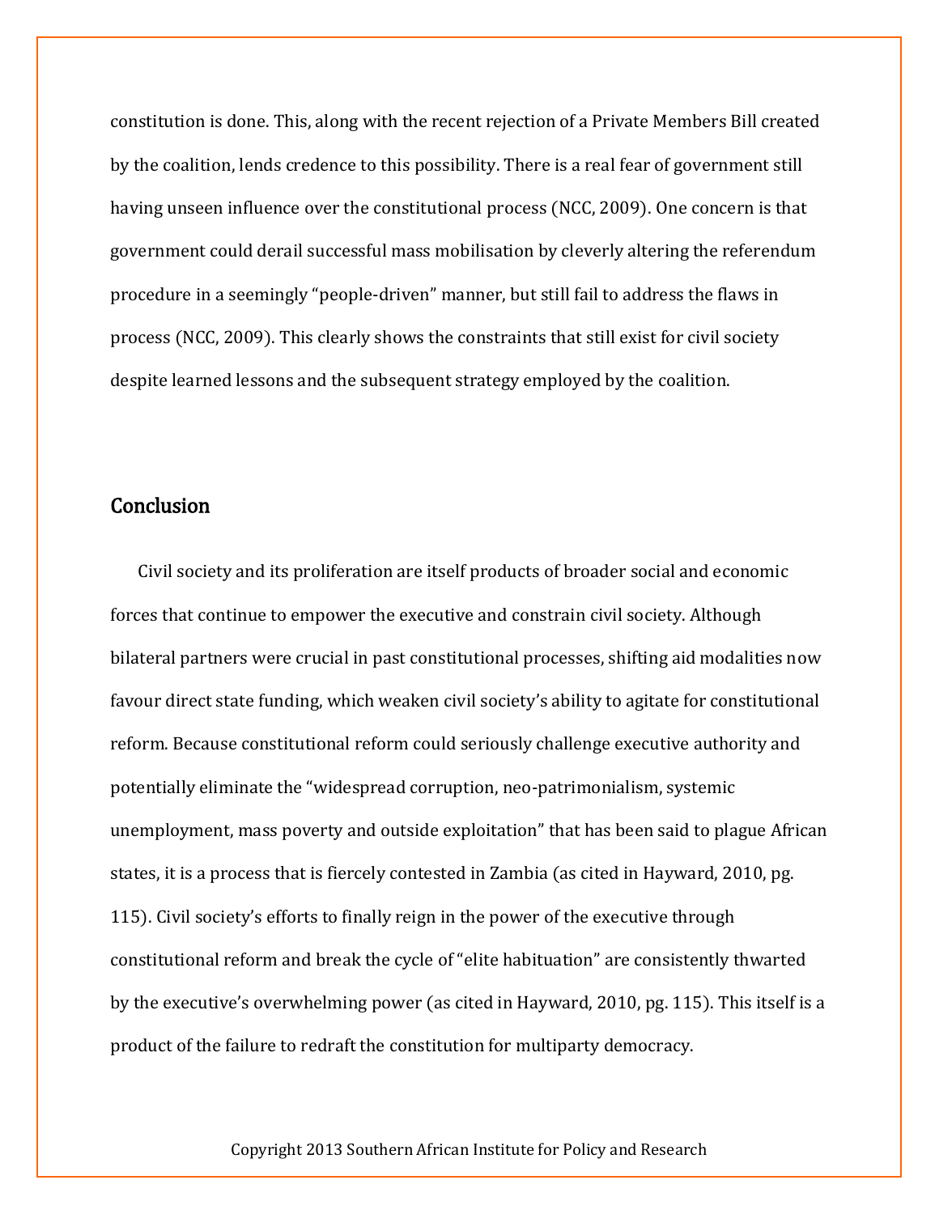constitution is done. This, along with the recent rejection of a Private Members Bill created by the coalition, lends credence to this possibility. There is a real fear of government still having unseen influence over the constitutional process (NCC, 2009). One concern is that government could derail successful mass mobilisation by cleverly altering the referendum procedure in a seemingly "people-driven" manner, but still fail to address the flaws in process (NCC, 2009). This clearly shows the constraints that still exist for civil society despite learned lessons and the subsequent strategy employed by the coalition.

## Conclusion

Civil society and its proliferation are itself products of broader social and economic forces that continue to empower the executive and constrain civil society. Although bilateral partners were crucial in past constitutional processes, shifting aid modalities now favour direct state funding, which weaken civil society's ability to agitate for constitutional reform. Because constitutional reform could seriously challenge executive authority and potentially eliminate the "widespread corruption, neo-patrimonialism, systemic unemployment, mass poverty and outside exploitation" that has been said to plague African states, it is a process that is fiercely contested in Zambia (as cited in Hayward, 2010, pg. 115). Civil society's efforts to finally reign in the power of the executive through constitutional reform and break the cycle of "elite habituation" are consistently thwarted by the executive's overwhelming power (as cited in Hayward, 2010, pg. 115). This itself is a product of the failure to redraft the constitution for multiparty democracy.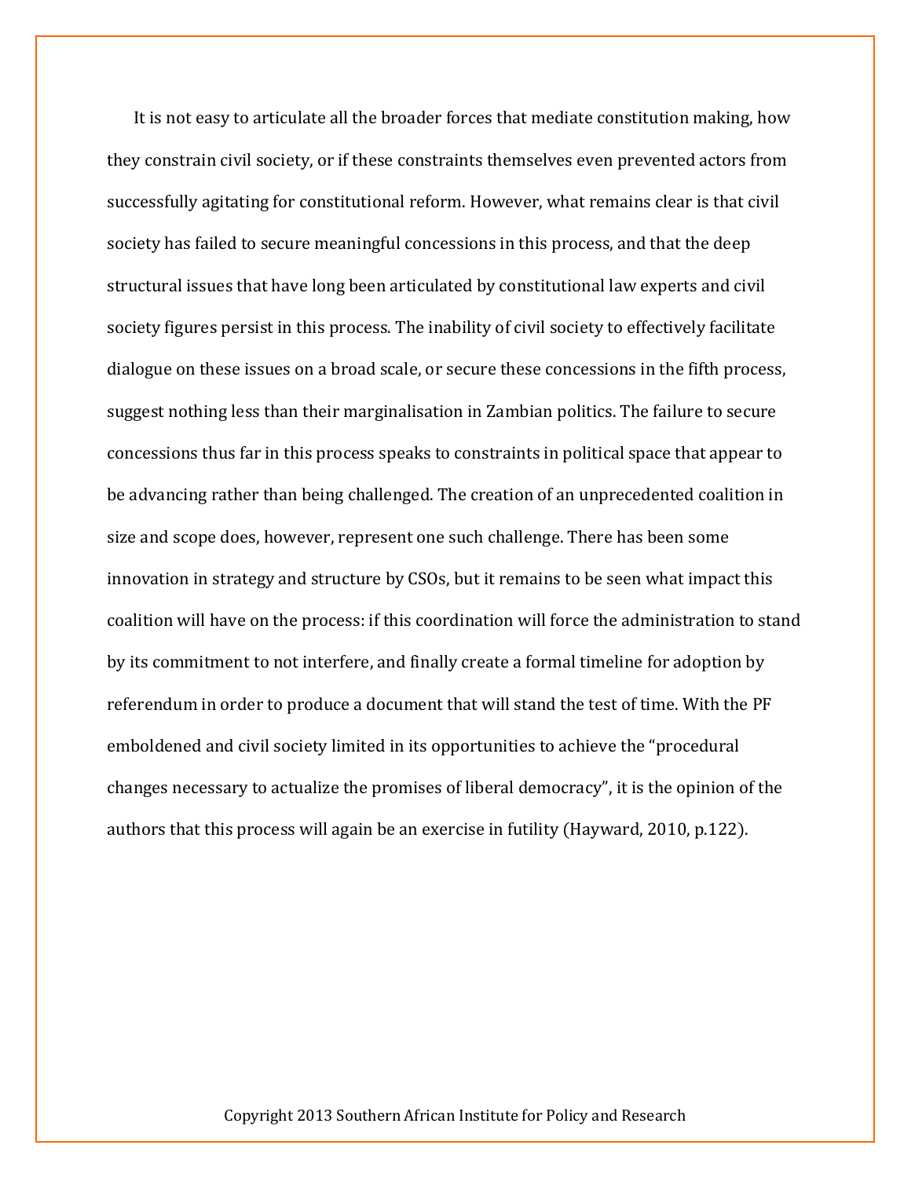It is not easy to articulate all the broader forces that mediate constitution making, how they constrain civil society, or if these constraints themselves even prevented actors from successfully agitating for constitutional reform. However, what remains clear is that civil society has failed to secure meaningful concessions in this process, and that the deep structural issues that have long been articulated by constitutional law experts and civil society figures persist in this process. The inability of civil society to effectively facilitate dialogue on these issues on a broad scale, or secure these concessions in the fifth process, suggest nothing less than their marginalisation in Zambian politics. The failure to secure concessions thus far in this process speaks to constraints in political space that appear to be advancing rather than being challenged. The creation of an unprecedented coalition in size and scope does, however, represent one such challenge. There has been some innovation in strategy and structure by CSOs, but it remains to be seen what impact this coalition will have on the process: if this coordination will force the administration to stand by its commitment to not interfere, and finally create a formal timeline for adoption by referendum in order to produce a document that will stand the test of time. With the PF emboldened and civil society limited in its opportunities to achieve the "procedural changes necessary to actualize the promises of liberal democracy", it is the opinion of the authors that this process will again be an exercise in futility (Hayward, 2010, p.122).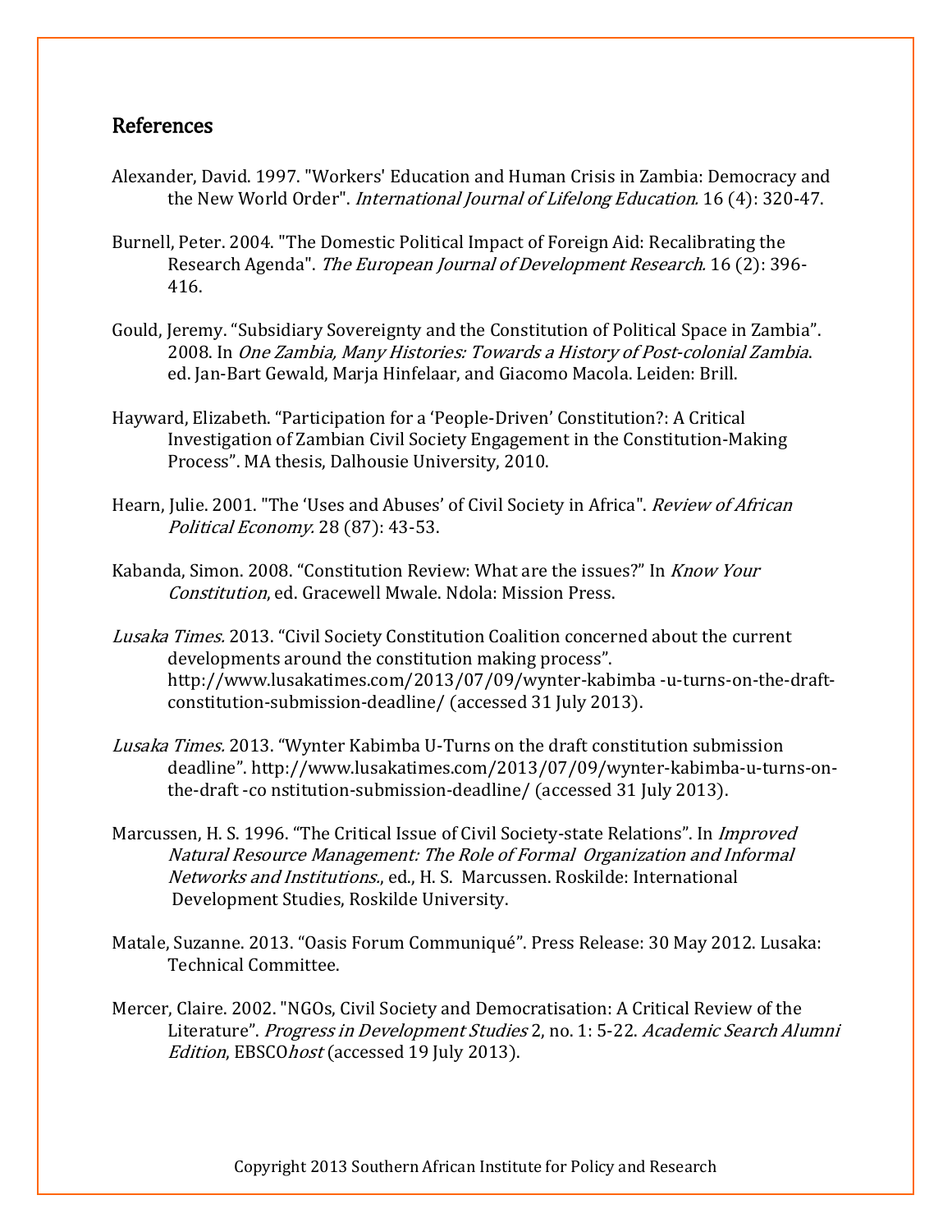## References

Alexander, David. 1997. "Workers' Education and Human Crisis in Zambia: Democracy and the New World Order". *International Journal of Lifelong Education.* 16 (4): 320-47.

Burnell, Peter. 2004. "The Domestic Political Impact of Foreign Aid: Recalibrating the Research Agenda". *The European Journal of Development Research.* 16 (2): 396-416.

Gould, Jeremy. "Subsidiary Sovereignty and the Constitution of Political Space in Zambia". 2008. In *One Zambia, Many Histories: Towards a History of Post-colonial Zambia*. ed. Jan-Bart Gewald, Marja Hinfelaar, and Giacomo Macola. Leiden: Brill.

Hayward, Elizabeth. "Participation for a 'People-Driven' Constitution?: A Critical Investigation of Zambian Civil Society Engagement in the Constitution-Making Process". MA thesis, Dalhousie University, 2010.

Hearn, Julie. 2001. "The 'Uses and Abuses' of Civil Society in Africa". *Review of African Political Economy.* 28 (87): 43-53.

Kabanda, Simon. 2008. "Constitution Review: What are the issues?" In *Know Your Constitution*, ed. Gracewell Mwale. Ndola: Mission Press.

*Lusaka Times.* 2013. "Civil Society Constitution Coalition concerned about the current developments around the constitution making process". http://www.lusakatimes.com/2013/07/09/wynter-kabimba -u-turns-on-the-draft-constitution-submission-deadline/ (accessed 31 July 2013).

*Lusaka Times.* 2013. "Wynter Kabimba U-Turns on the draft constitution submission deadline". http://www.lusakatimes.com/2013/07/09/wynter-kabimba-u-turns-on-the-draft -co nstitution-submission-deadline/ (accessed 31 July 2013).

Marcussen, H. S. 1996. "The Critical Issue of Civil Society-state Relations". In *Improved Natural Resource Management: The Role of Formal Organization and Informal Networks and Institutions.*, ed., H. S. Marcussen. Roskilde: International Development Studies, Roskilde University.

Matale, Suzanne. 2013. "Oasis Forum Communiqué". Press Release: 30 May 2012. Lusaka: Technical Committee.

Mercer, Claire. 2002. "NGOs, Civil Society and Democratisation: A Critical Review of the Literature". *Progress in Development Studies* 2, no. 1: 5-22. *Academic Search Alumni Edition*, EBSCO*host* (accessed 19 July 2013).

Copyright 2013 Southern African Institute for Policy and Research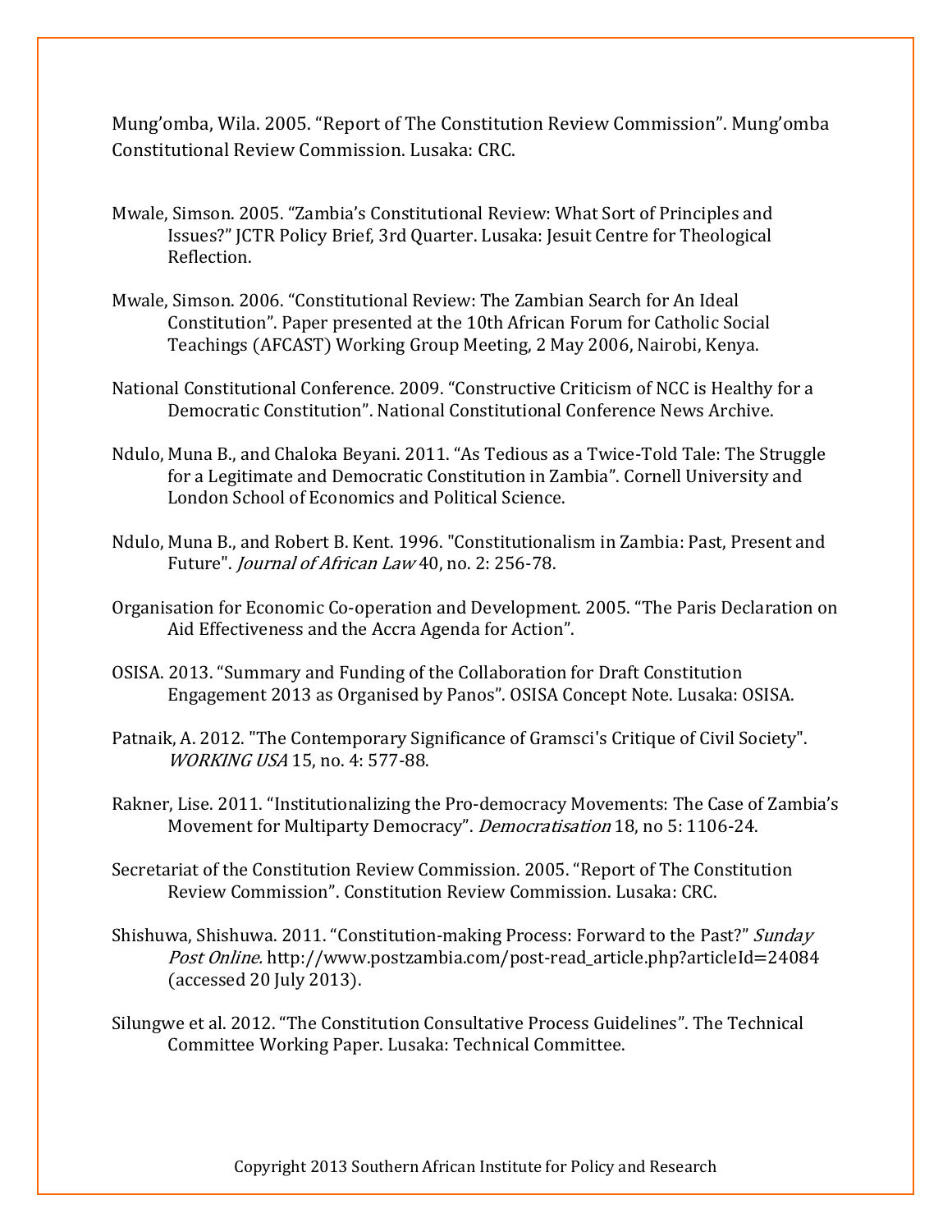Mung'omba, Wila. 2005. "Report of The Constitution Review Commission". Mung'omba Constitutional Review Commission. Lusaka: CRC.

Mwale, Simson. 2005. "Zambia's Constitutional Review: What Sort of Principles and Issues?" JCTR Policy Brief, 3rd Quarter. Lusaka: Jesuit Centre for Theological Reflection.

Mwale, Simson. 2006. "Constitutional Review: The Zambian Search for An Ideal Constitution". Paper presented at the 10th African Forum for Catholic Social Teachings (AFCAST) Working Group Meeting, 2 May 2006, Nairobi, Kenya.

National Constitutional Conference. 2009. "Constructive Criticism of NCC is Healthy for a Democratic Constitution". National Constitutional Conference News Archive.

Ndulo, Muna B., and Chaloka Beyani. 2011. "As Tedious as a Twice-Told Tale: The Struggle for a Legitimate and Democratic Constitution in Zambia". Cornell University and London School of Economics and Political Science.

Ndulo, Muna B., and Robert B. Kent. 1996. "Constitutionalism in Zambia: Past, Present and Future". *Journal of African Law* 40, no. 2: 256-78.

Organisation for Economic Co-operation and Development. 2005. "The Paris Declaration on Aid Effectiveness and the Accra Agenda for Action".

OSISA. 2013. "Summary and Funding of the Collaboration for Draft Constitution Engagement 2013 as Organised by Panos". OSISA Concept Note. Lusaka: OSISA.

Patnaik, A. 2012. "The Contemporary Significance of Gramsci's Critique of Civil Society". *WORKING USA* 15, no. 4: 577-88.

Rakner, Lise. 2011. "Institutionalizing the Pro-democracy Movements: The Case of Zambia's Movement for Multiparty Democracy". *Democratisation* 18, no 5: 1106-24.

Secretariat of the Constitution Review Commission. 2005. "Report of The Constitution Review Commission". Constitution Review Commission. Lusaka: CRC.

Shishuwa, Shishuwa. 2011. "Constitution-making Process: Forward to the Past?" *Sunday Post Online.* http://www.postzambia.com/post-read_article.php?articleId=24084 (accessed 20 July 2013).

Silungwe et al. 2012. "The Constitution Consultative Process Guidelines". The Technical Committee Working Paper. Lusaka: Technical Committee.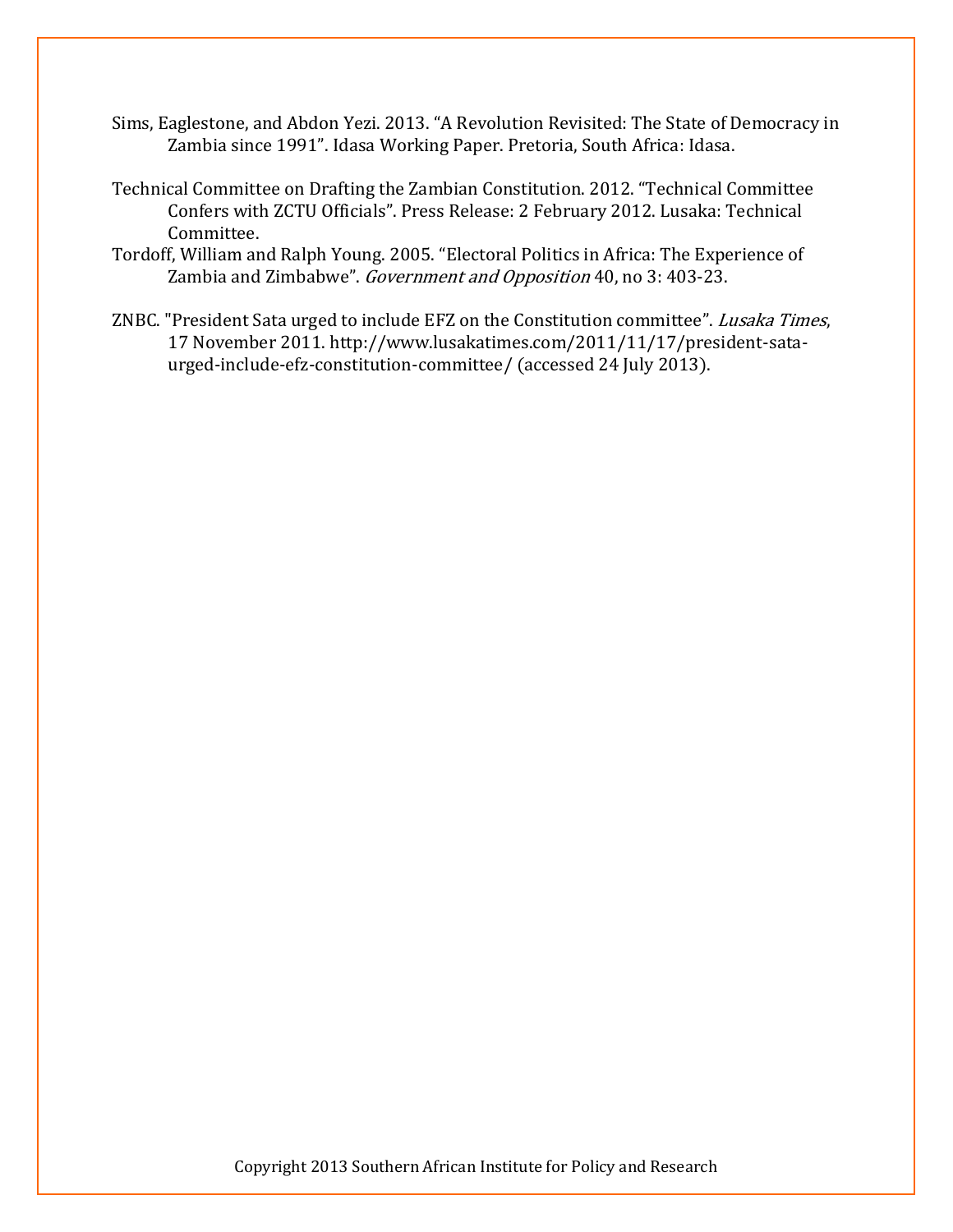Sims, Eaglestone, and Abdon Yezi. 2013. "A Revolution Revisited: The State of Democracy in Zambia since 1991". Idasa Working Paper. Pretoria, South Africa: Idasa.

Technical Committee on Drafting the Zambian Constitution. 2012. "Technical Committee Confers with ZCTU Officials". Press Release: 2 February 2012. Lusaka: Technical Committee.

Tordoff, William and Ralph Young. 2005. "Electoral Politics in Africa: The Experience of Zambia and Zimbabwe". *Government and Opposition* 40, no 3: 403-23.

ZNBC. "President Sata urged to include EFZ on the Constitution committee". *Lusaka Times*, 17 November 2011. http://www.lusakatimes.com/2011/11/17/president-sata-urged-include-efz-constitution-committee/ (accessed 24 July 2013).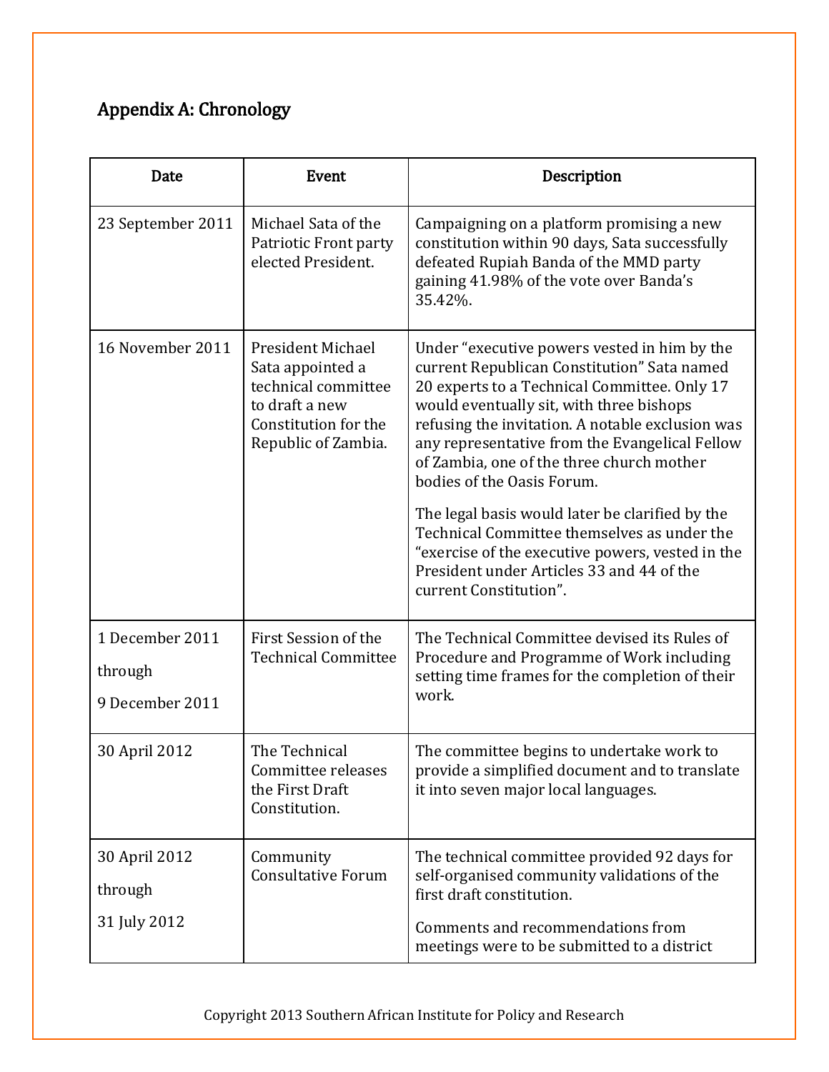## Appendix A: Chronology

| Date | Event | Description |
|---|---|---|
| 23 September 2011 | Michael Sata of the Patriotic Front party elected President. | Campaigning on a platform promising a new constitution within 90 days, Sata successfully defeated Rupiah Banda of the MMD party gaining 41.98% of the vote over Banda's 35.42%. |
| 16 November 2011 | President Michael Sata appointed a technical committee to draft a new Constitution for the Republic of Zambia. | Under "executive powers vested in him by the current Republican Constitution" Sata named 20 experts to a Technical Committee. Only 17 would eventually sit, with three bishops refusing the invitation. A notable exclusion was any representative from the Evangelical Fellow of Zambia, one of the three church mother bodies of the Oasis Forum.<br><br>The legal basis would later be clarified by the Technical Committee themselves as under the "exercise of the executive powers, vested in the President under Articles 33 and 44 of the current Constitution". |
| 1 December 2011 through 9 December 2011 | First Session of the Technical Committee | The Technical Committee devised its Rules of Procedure and Programme of Work including setting time frames for the completion of their work. |
| 30 April 2012 | The Technical Committee releases the First Draft Constitution. | The committee begins to undertake work to provide a simplified document and to translate it into seven major local languages. |
| 30 April 2012 through 31 July 2012 | Community Consultative Forum | The technical committee provided 92 days for self-organised community validations of the first draft constitution.<br><br>Comments and recommendations from meetings were to be submitted to a district |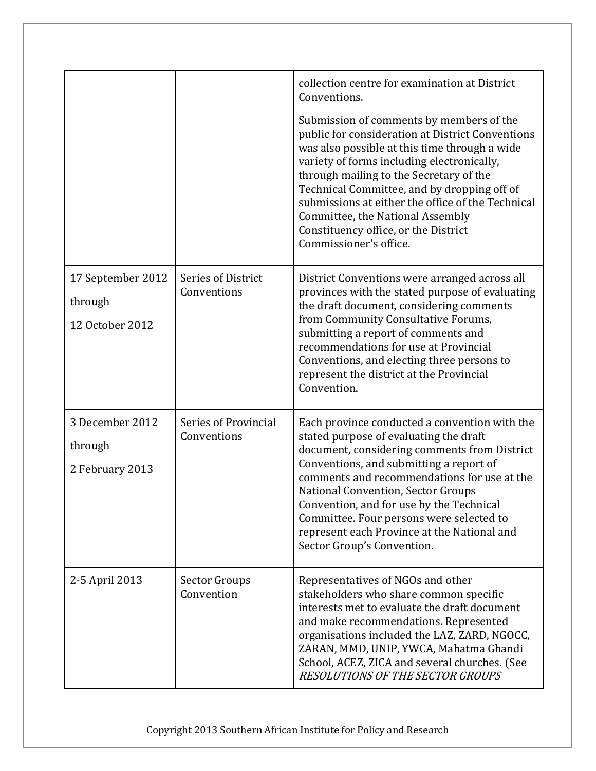| | | |
|---|---|---|
| | | collection centre for examination at District Conventions.<br><br>Submission of comments by members of the public for consideration at District Conventions was also possible at this time through a wide variety of forms including electronically, through mailing to the Secretary of the Technical Committee, and by dropping off of submissions at either the office of the Technical Committee, the National Assembly Constituency office, or the District Commissioner's office. |
| 17 September 2012 through 12 October 2012 | Series of District Conventions | District Conventions were arranged across all provinces with the stated purpose of evaluating the draft document, considering comments from Community Consultative Forums, submitting a report of comments and recommendations for use at Provincial Conventions, and electing three persons to represent the district at the Provincial Convention. |
| 3 December 2012 through 2 February 2013 | Series of Provincial Conventions | Each province conducted a convention with the stated purpose of evaluating the draft document, considering comments from District Conventions, and submitting a report of comments and recommendations for use at the National Convention, Sector Groups Convention, and for use by the Technical Committee. Four persons were selected to represent each Province at the National and Sector Group's Convention. |
| 2-5 April 2013 | Sector Groups Convention | Representatives of NGOs and other stakeholders who share common specific interests met to evaluate the draft document and make recommendations. Represented organisations included the LAZ, ZARD, NGOCC, ZARAN, MMD, UNIP, YWCA, Mahatma Ghandi School, ACEZ, ZICA and several churches. (See *RESOLUTIONS OF THE SECTOR GROUPS* |

Copyright 2013 Southern African Institute for Policy and Research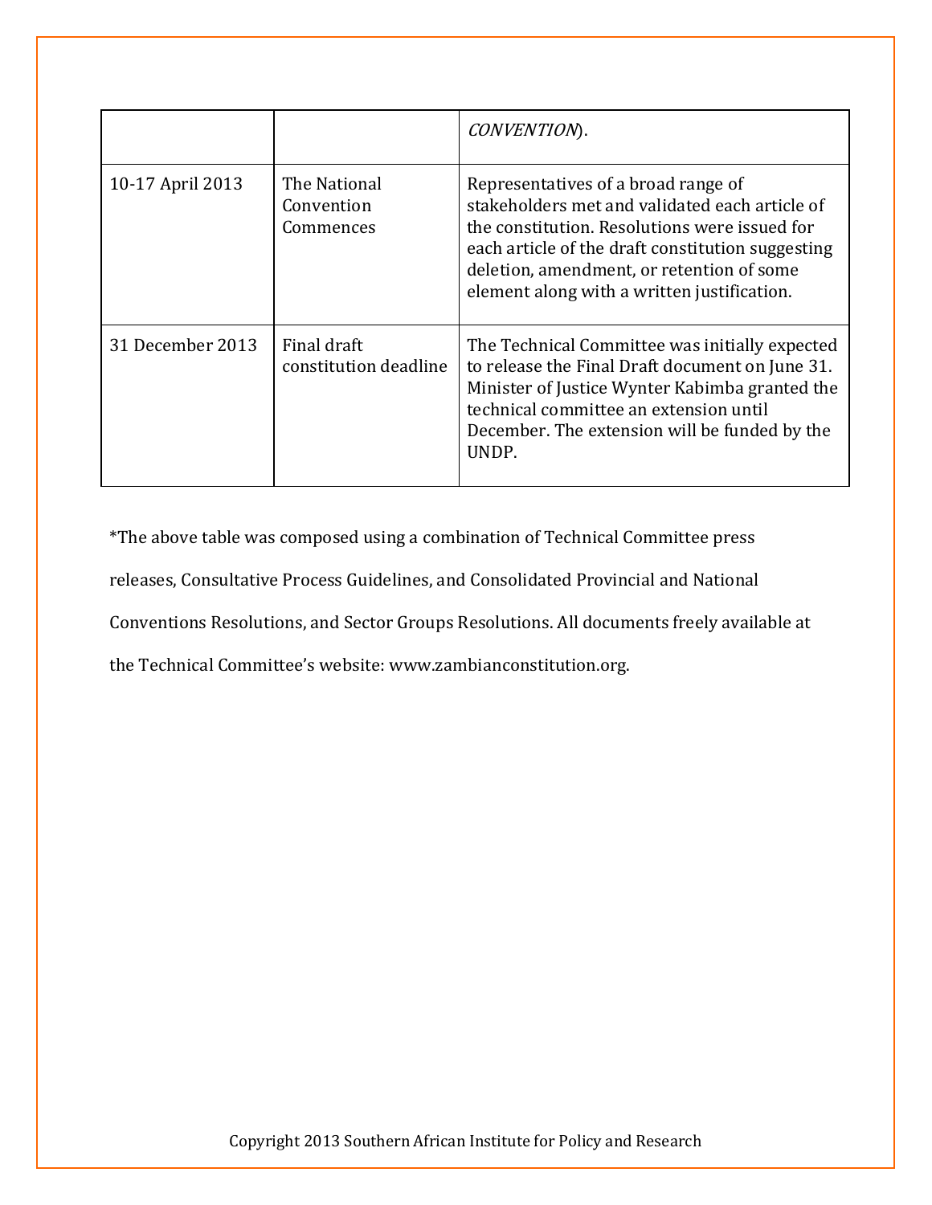|  |  | *CONVENTION*). |
|---|---|---|
| 10-17 April 2013 | The National Convention Commences | Representatives of a broad range of stakeholders met and validated each article of the constitution. Resolutions were issued for each article of the draft constitution suggesting deletion, amendment, or retention of some element along with a written justification. |
| 31 December 2013 | Final draft constitution deadline | The Technical Committee was initially expected to release the Final Draft document on June 31. Minister of Justice Wynter Kabimba granted the technical committee an extension until December. The extension will be funded by the UNDP. |

*The above table was composed using a combination of Technical Committee press releases, Consultative Process Guidelines, and Consolidated Provincial and National Conventions Resolutions, and Sector Groups Resolutions. All documents freely available at the Technical Committee's website: www.zambianconstitution.org.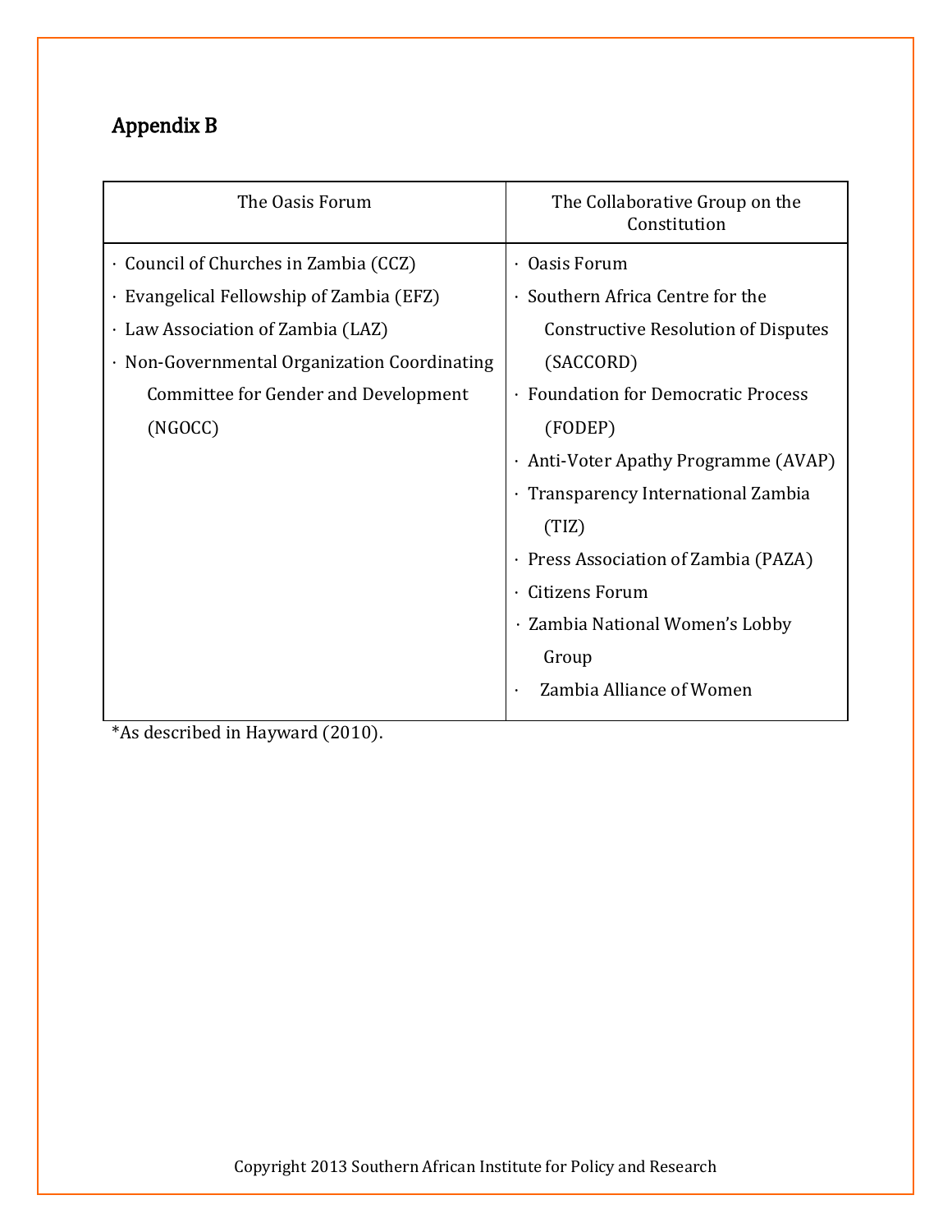## Appendix B

| The Oasis Forum | The Collaborative Group on the Constitution |
|---|---|
| · Council of Churches in Zambia (CCZ) | · Oasis Forum |
| · Evangelical Fellowship of Zambia (EFZ) | · Southern Africa Centre for the Constructive Resolution of Disputes (SACCORD) |
| · Law Association of Zambia (LAZ) | · Foundation for Democratic Process (FODEP) |
| · Non-Governmental Organization Coordinating Committee for Gender and Development (NGOCC) | · Anti-Voter Apathy Programme (AVAP) |
| | · Transparency International Zambia (TIZ) |
| | · Press Association of Zambia (PAZA) |
| | · Citizens Forum |
| | · Zambia National Women's Lobby Group |
| | · Zambia Alliance of Women |

*As described in Hayward (2010).

Copyright 2013 Southern African Institute for Policy and Research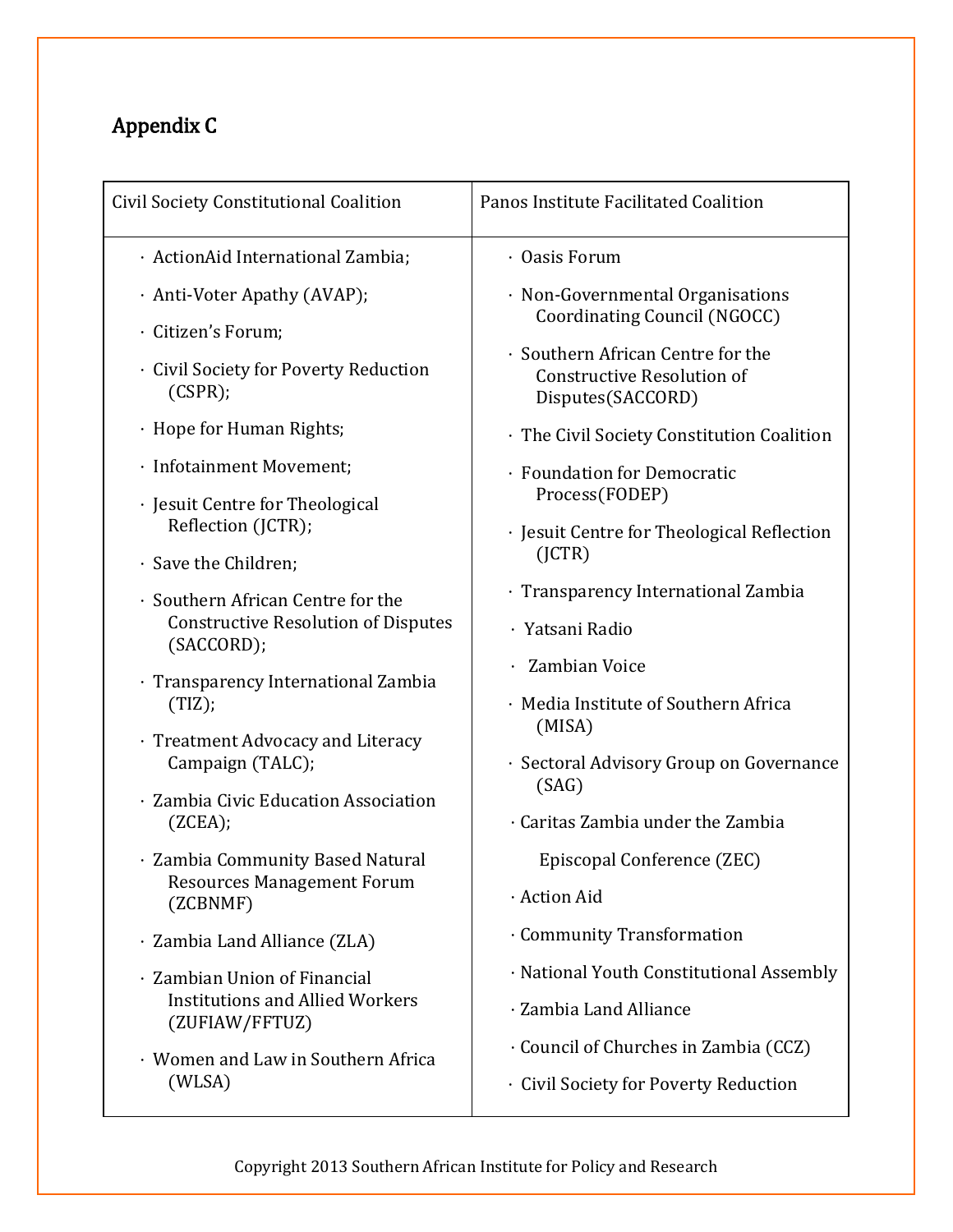## Appendix C

| Civil Society Constitutional Coalition | Panos Institute Facilitated Coalition |
|---|---|
| · ActionAid International Zambia;<br>· Anti-Voter Apathy (AVAP);<br>· Citizen's Forum;<br>· Civil Society for Poverty Reduction (CSPR);<br>· Hope for Human Rights;<br>· Infotainment Movement;<br>· Jesuit Centre for Theological Reflection (JCTR);<br>· Save the Children;<br>· Southern African Centre for the Constructive Resolution of Disputes (SACCORD);<br>· Transparency International Zambia (TIZ);<br>· Treatment Advocacy and Literacy Campaign (TALC);<br>· Zambia Civic Education Association (ZCEA);<br>· Zambia Community Based Natural Resources Management Forum (ZCBNMF)<br>· Zambia Land Alliance (ZLA)<br>· Zambian Union of Financial Institutions and Allied Workers (ZUFIAW/FFTUZ)<br>· Women and Law in Southern Africa (WLSA) | · Oasis Forum<br>· Non-Governmental Organisations Coordinating Council (NGOCC)<br>· Southern African Centre for the Constructive Resolution of Disputes(SACCORD)<br>· The Civil Society Constitution Coalition<br>· Foundation for Democratic Process(FODEP)<br>· Jesuit Centre for Theological Reflection (JCTR)<br>· Transparency International Zambia<br>· Yatsani Radio<br>· Zambian Voice<br>· Media Institute of Southern Africa (MISA)<br>· Sectoral Advisory Group on Governance (SAG)<br>· Caritas Zambia under the Zambia Episcopal Conference (ZEC)<br>· Action Aid<br>· Community Transformation<br>· National Youth Constitutional Assembly<br>· Zambia Land Alliance<br>· Council of Churches in Zambia (CCZ)<br>· Civil Society for Poverty Reduction |

Copyright 2013 Southern African Institute for Policy and Research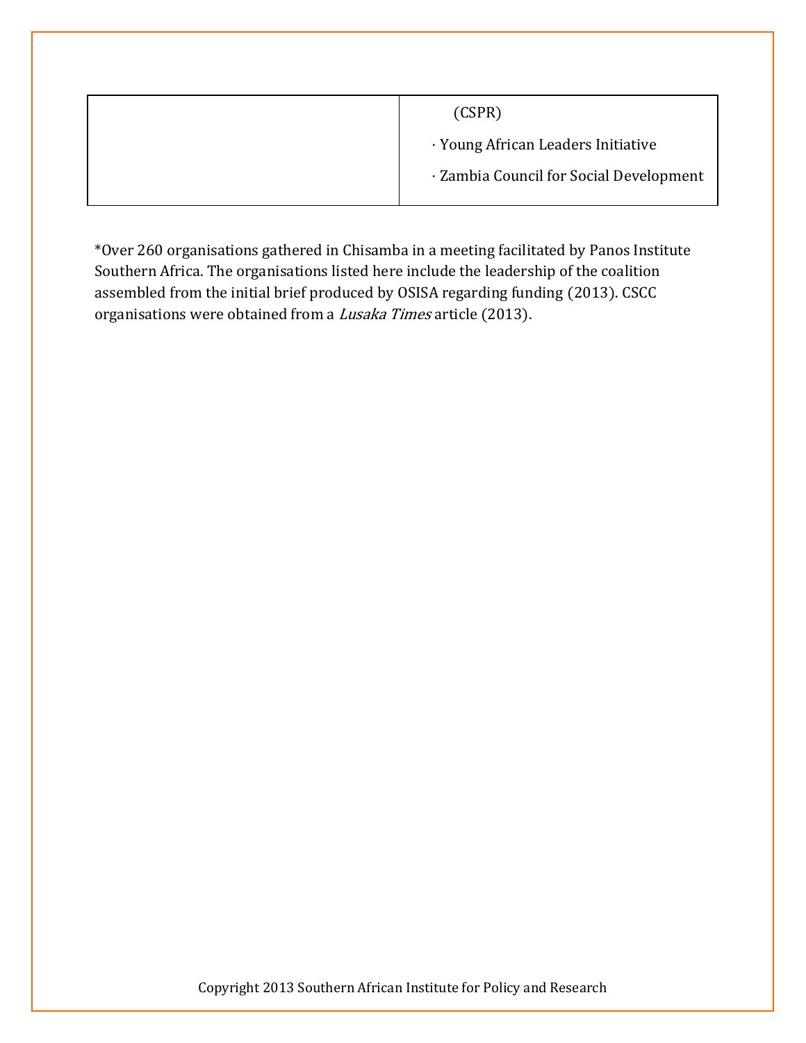| | |
|---|---|
| | (CSPR)<br>· Young African Leaders Initiative<br>· Zambia Council for Social Development |

*Over 260 organisations gathered in Chisamba in a meeting facilitated by Panos Institute Southern Africa. The organisations listed here include the leadership of the coalition assembled from the initial brief produced by OSISA regarding funding (2013). CSCC organisations were obtained from a *Lusaka Times* article (2013).

Copyright 2013 Southern African Institute for Policy and Research